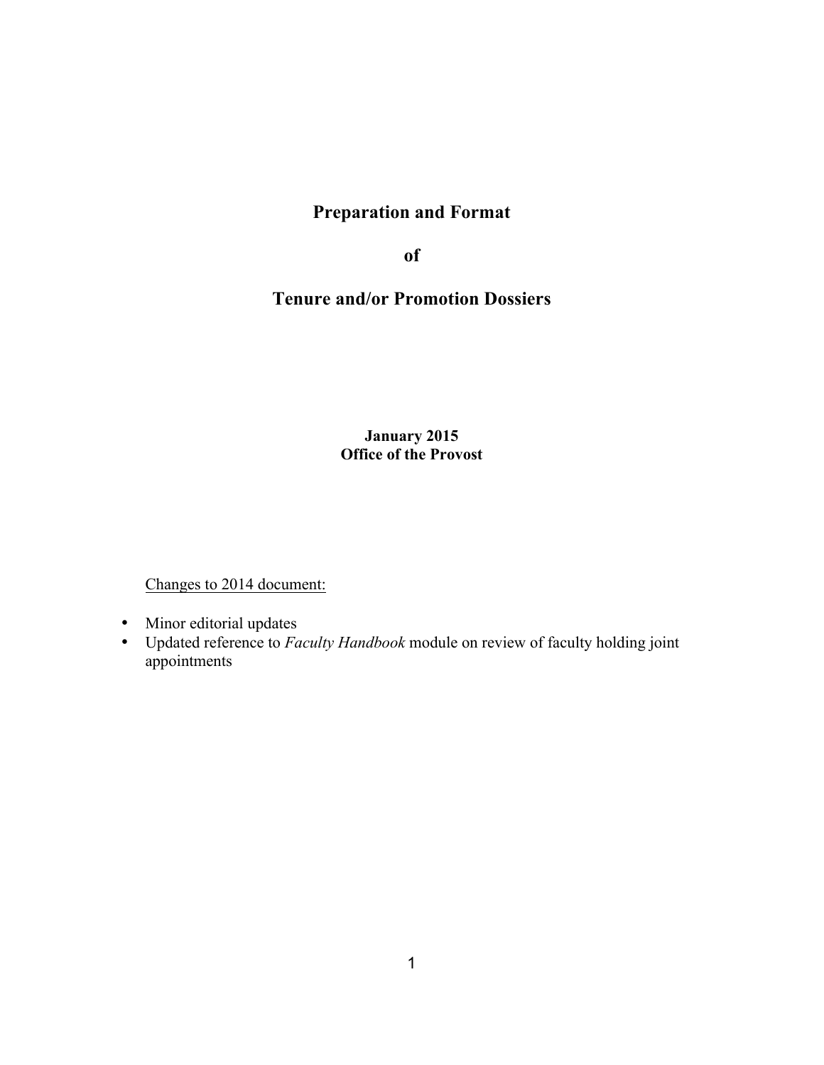# Preparation and Format

# of

# Tenure and/or Promotion Dossiers

**January 2015**
**Office of the Provost**

Changes to 2014 document:

- Minor editorial updates
- Updated reference to *Faculty Handbook* module on review of faculty holding joint appointments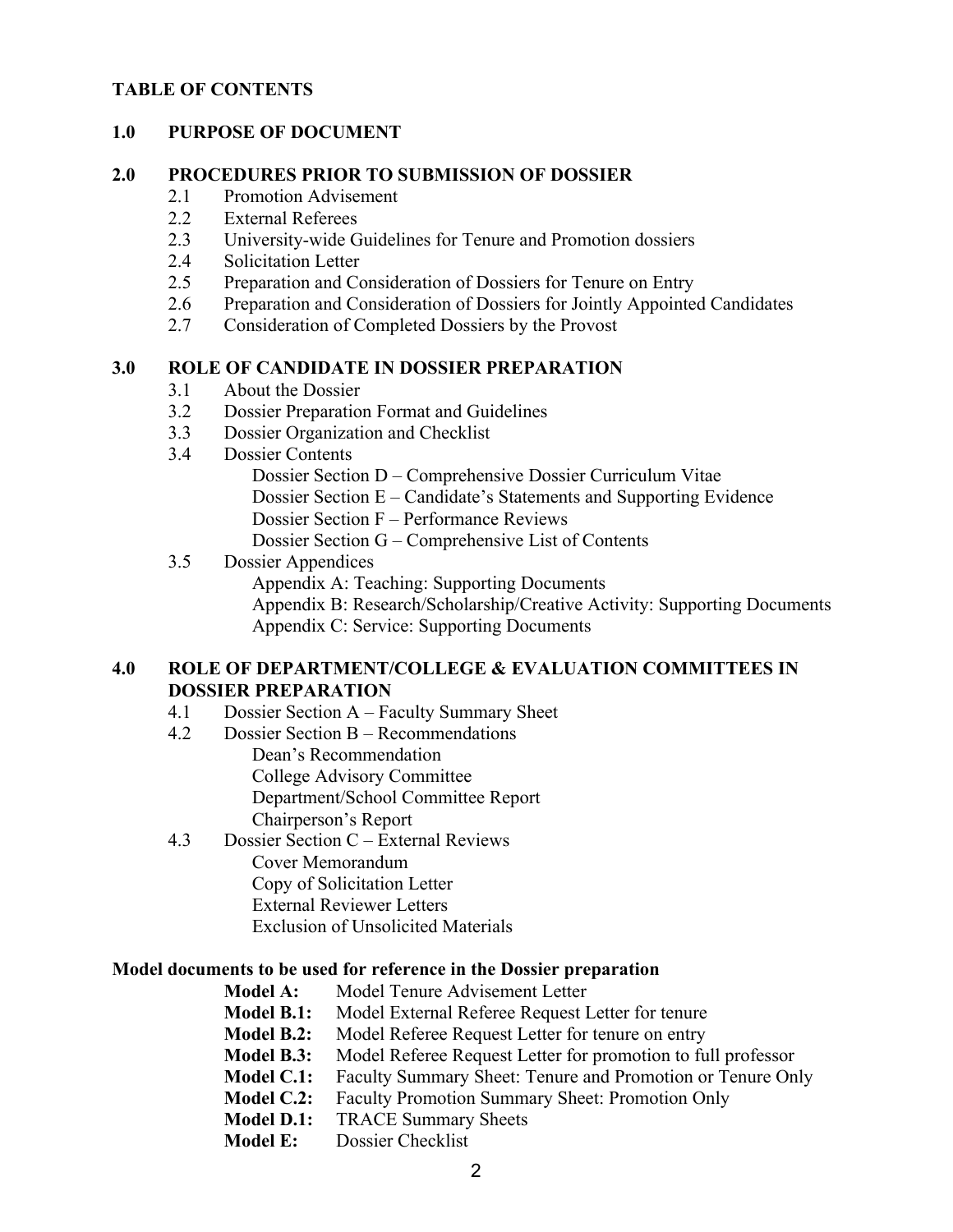**TABLE OF CONTENTS**

**1.0 PURPOSE OF DOCUMENT**

**2.0 PROCEDURES PRIOR TO SUBMISSION OF DOSSIER**

- 2.1 Promotion Advisement
- 2.2 External Referees
- 2.3 University-wide Guidelines for Tenure and Promotion dossiers
- 2.4 Solicitation Letter
- 2.5 Preparation and Consideration of Dossiers for Tenure on Entry
- 2.6 Preparation and Consideration of Dossiers for Jointly Appointed Candidates
- 2.7 Consideration of Completed Dossiers by the Provost

**3.0 ROLE OF CANDIDATE IN DOSSIER PREPARATION**

- 3.1 About the Dossier
- 3.2 Dossier Preparation Format and Guidelines
- 3.3 Dossier Organization and Checklist
- 3.4 Dossier Contents
  - Dossier Section D – Comprehensive Dossier Curriculum Vitae
  - Dossier Section E – Candidate's Statements and Supporting Evidence
  - Dossier Section F – Performance Reviews
  - Dossier Section G – Comprehensive List of Contents
- 3.5 Dossier Appendices
  - Appendix A: Teaching: Supporting Documents
  - Appendix B: Research/Scholarship/Creative Activity: Supporting Documents
  - Appendix C: Service: Supporting Documents

**4.0 ROLE OF DEPARTMENT/COLLEGE & EVALUATION COMMITTEES IN DOSSIER PREPARATION**

- 4.1 Dossier Section A – Faculty Summary Sheet
- 4.2 Dossier Section B – Recommendations
  - Dean's Recommendation
  - College Advisory Committee
  - Department/School Committee Report
  - Chairperson's Report
- 4.3 Dossier Section C – External Reviews
  - Cover Memorandum
  - Copy of Solicitation Letter
  - External Reviewer Letters
  - Exclusion of Unsolicited Materials

**Model documents to be used for reference in the Dossier preparation**

- **Model A:** Model Tenure Advisement Letter
- **Model B.1:** Model External Referee Request Letter for tenure
- **Model B.2:** Model Referee Request Letter for tenure on entry
- **Model B.3:** Model Referee Request Letter for promotion to full professor
- **Model C.1:** Faculty Summary Sheet: Tenure and Promotion or Tenure Only
- **Model C.2:** Faculty Promotion Summary Sheet: Promotion Only
- **Model D.1:** TRACE Summary Sheets
- **Model E:** Dossier Checklist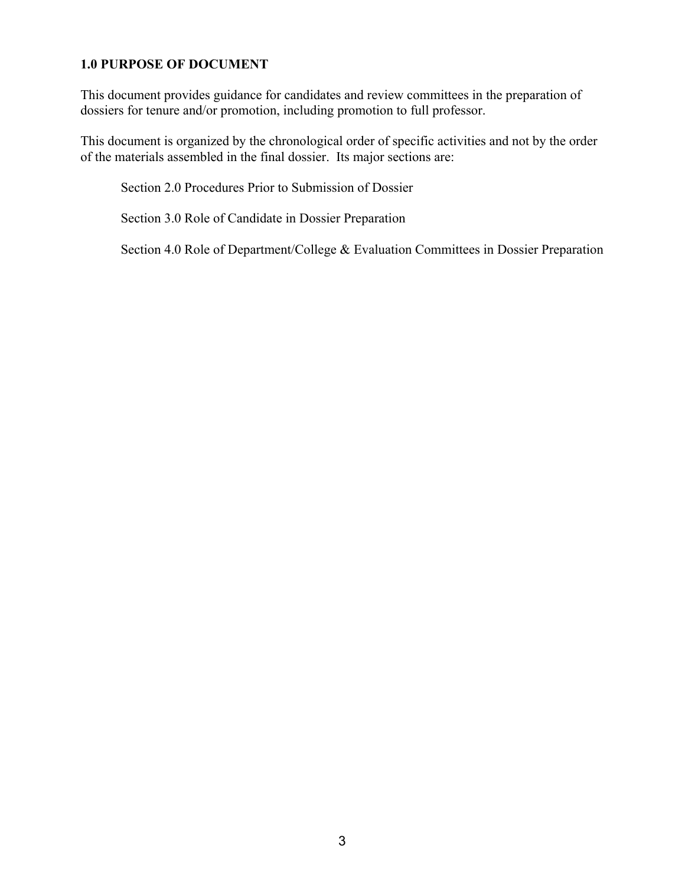## 1.0 PURPOSE OF DOCUMENT

This document provides guidance for candidates and review committees in the preparation of dossiers for tenure and/or promotion, including promotion to full professor.

This document is organized by the chronological order of specific activities and not by the order of the materials assembled in the final dossier. Its major sections are:

Section 2.0 Procedures Prior to Submission of Dossier

Section 3.0 Role of Candidate in Dossier Preparation

Section 4.0 Role of Department/College & Evaluation Committees in Dossier Preparation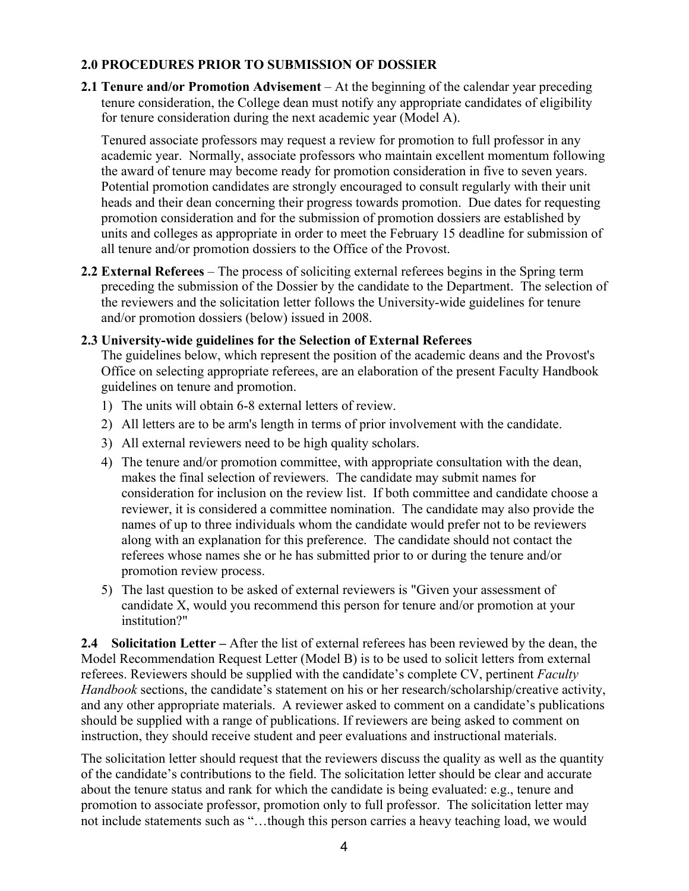## 2.0 PROCEDURES PRIOR TO SUBMISSION OF DOSSIER

**2.1 Tenure and/or Promotion Advisement** – At the beginning of the calendar year preceding tenure consideration, the College dean must notify any appropriate candidates of eligibility for tenure consideration during the next academic year (Model A).

Tenured associate professors may request a review for promotion to full professor in any academic year. Normally, associate professors who maintain excellent momentum following the award of tenure may become ready for promotion consideration in five to seven years. Potential promotion candidates are strongly encouraged to consult regularly with their unit heads and their dean concerning their progress towards promotion. Due dates for requesting promotion consideration and for the submission of promotion dossiers are established by units and colleges as appropriate in order to meet the February 15 deadline for submission of all tenure and/or promotion dossiers to the Office of the Provost.

**2.2 External Referees** – The process of soliciting external referees begins in the Spring term preceding the submission of the Dossier by the candidate to the Department. The selection of the reviewers and the solicitation letter follows the University-wide guidelines for tenure and/or promotion dossiers (below) issued in 2008.

**2.3 University-wide guidelines for the Selection of External Referees**

The guidelines below, which represent the position of the academic deans and the Provost's Office on selecting appropriate referees, are an elaboration of the present Faculty Handbook guidelines on tenure and promotion.

1) The units will obtain 6-8 external letters of review.
2) All letters are to be arm's length in terms of prior involvement with the candidate.
3) All external reviewers need to be high quality scholars.
4) The tenure and/or promotion committee, with appropriate consultation with the dean, makes the final selection of reviewers. The candidate may submit names for consideration for inclusion on the review list. If both committee and candidate choose a reviewer, it is considered a committee nomination. The candidate may also provide the names of up to three individuals whom the candidate would prefer not to be reviewers along with an explanation for this preference. The candidate should not contact the referees whose names she or he has submitted prior to or during the tenure and/or promotion review process.
5) The last question to be asked of external reviewers is "Given your assessment of candidate X, would you recommend this person for tenure and/or promotion at your institution?"

**2.4 Solicitation Letter –** After the list of external referees has been reviewed by the dean, the Model Recommendation Request Letter (Model B) is to be used to solicit letters from external referees. Reviewers should be supplied with the candidate's complete CV, pertinent *Faculty Handbook* sections, the candidate's statement on his or her research/scholarship/creative activity, and any other appropriate materials. A reviewer asked to comment on a candidate's publications should be supplied with a range of publications. If reviewers are being asked to comment on instruction, they should receive student and peer evaluations and instructional materials.

The solicitation letter should request that the reviewers discuss the quality as well as the quantity of the candidate's contributions to the field. The solicitation letter should be clear and accurate about the tenure status and rank for which the candidate is being evaluated: e.g., tenure and promotion to associate professor, promotion only to full professor. The solicitation letter may not include statements such as "…though this person carries a heavy teaching load, we would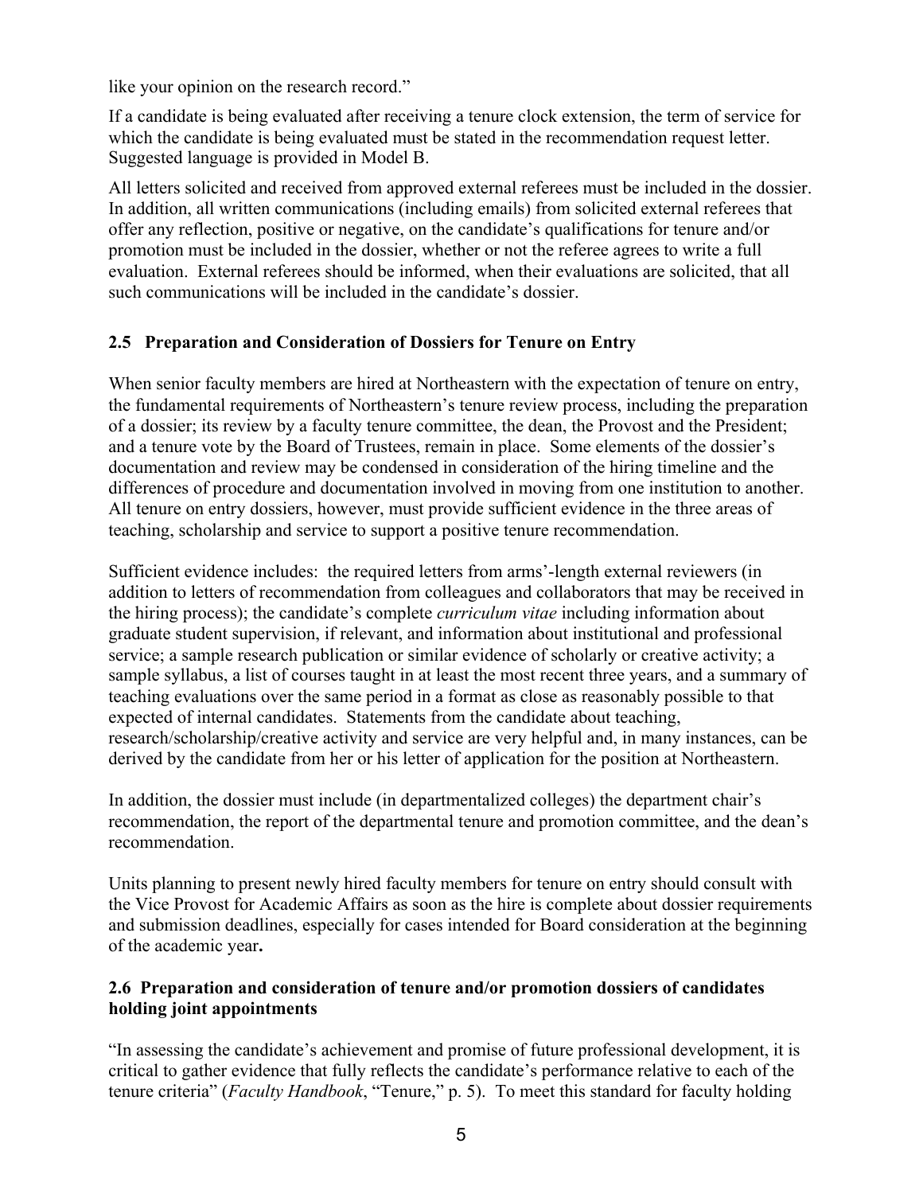like your opinion on the research record."

If a candidate is being evaluated after receiving a tenure clock extension, the term of service for which the candidate is being evaluated must be stated in the recommendation request letter. Suggested language is provided in Model B.

All letters solicited and received from approved external referees must be included in the dossier. In addition, all written communications (including emails) from solicited external referees that offer any reflection, positive or negative, on the candidate's qualifications for tenure and/or promotion must be included in the dossier, whether or not the referee agrees to write a full evaluation. External referees should be informed, when their evaluations are solicited, that all such communications will be included in the candidate's dossier.

### 2.5 Preparation and Consideration of Dossiers for Tenure on Entry

When senior faculty members are hired at Northeastern with the expectation of tenure on entry, the fundamental requirements of Northeastern's tenure review process, including the preparation of a dossier; its review by a faculty tenure committee, the dean, the Provost and the President; and a tenure vote by the Board of Trustees, remain in place. Some elements of the dossier's documentation and review may be condensed in consideration of the hiring timeline and the differences of procedure and documentation involved in moving from one institution to another. All tenure on entry dossiers, however, must provide sufficient evidence in the three areas of teaching, scholarship and service to support a positive tenure recommendation.

Sufficient evidence includes: the required letters from arms'-length external reviewers (in addition to letters of recommendation from colleagues and collaborators that may be received in the hiring process); the candidate's complete *curriculum vitae* including information about graduate student supervision, if relevant, and information about institutional and professional service; a sample research publication or similar evidence of scholarly or creative activity; a sample syllabus, a list of courses taught in at least the most recent three years, and a summary of teaching evaluations over the same period in a format as close as reasonably possible to that expected of internal candidates. Statements from the candidate about teaching, research/scholarship/creative activity and service are very helpful and, in many instances, can be derived by the candidate from her or his letter of application for the position at Northeastern.

In addition, the dossier must include (in departmentalized colleges) the department chair's recommendation, the report of the departmental tenure and promotion committee, and the dean's recommendation.

Units planning to present newly hired faculty members for tenure on entry should consult with the Vice Provost for Academic Affairs as soon as the hire is complete about dossier requirements and submission deadlines, especially for cases intended for Board consideration at the beginning of the academic year**.**

### 2.6 Preparation and consideration of tenure and/or promotion dossiers of candidates holding joint appointments

"In assessing the candidate's achievement and promise of future professional development, it is critical to gather evidence that fully reflects the candidate's performance relative to each of the tenure criteria" (*Faculty Handbook*, "Tenure," p. 5). To meet this standard for faculty holding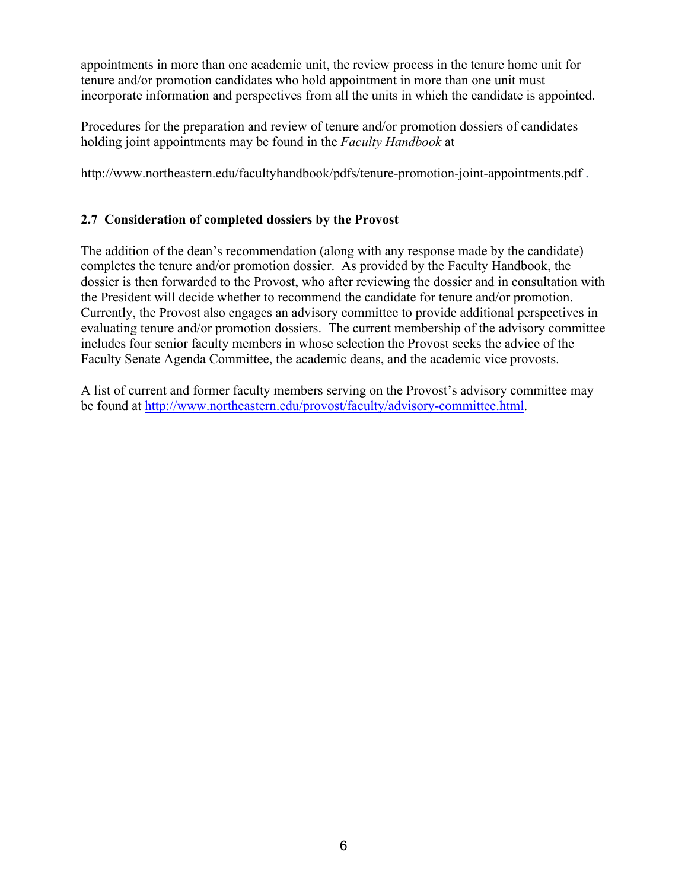appointments in more than one academic unit, the review process in the tenure home unit for tenure and/or promotion candidates who hold appointment in more than one unit must incorporate information and perspectives from all the units in which the candidate is appointed.

Procedures for the preparation and review of tenure and/or promotion dossiers of candidates holding joint appointments may be found in the *Faculty Handbook* at

http://www.northeastern.edu/facultyhandbook/pdfs/tenure-promotion-joint-appointments.pdf .

### 2.7 Consideration of completed dossiers by the Provost

The addition of the dean's recommendation (along with any response made by the candidate) completes the tenure and/or promotion dossier. As provided by the Faculty Handbook, the dossier is then forwarded to the Provost, who after reviewing the dossier and in consultation with the President will decide whether to recommend the candidate for tenure and/or promotion. Currently, the Provost also engages an advisory committee to provide additional perspectives in evaluating tenure and/or promotion dossiers. The current membership of the advisory committee includes four senior faculty members in whose selection the Provost seeks the advice of the Faculty Senate Agenda Committee, the academic deans, and the academic vice provosts.

A list of current and former faculty members serving on the Provost's advisory committee may be found at http://www.northeastern.edu/provost/faculty/advisory-committee.html.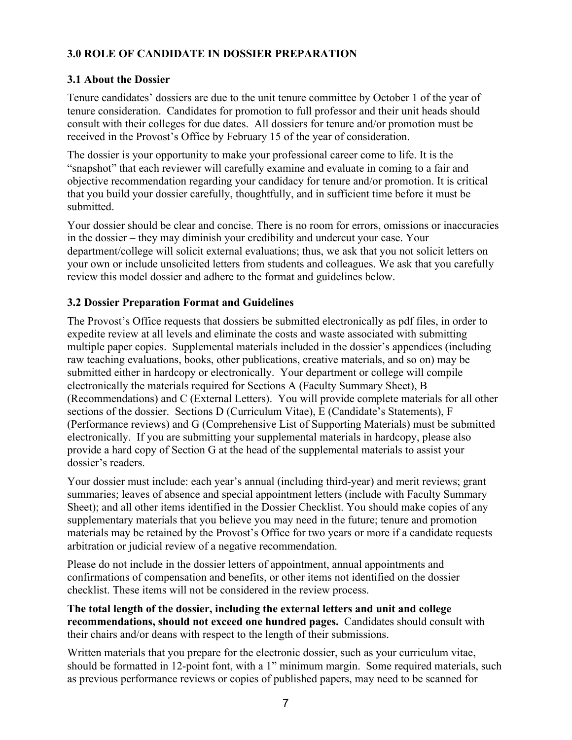### 3.0 ROLE OF CANDIDATE IN DOSSIER PREPARATION

### 3.1 About the Dossier

Tenure candidates' dossiers are due to the unit tenure committee by October 1 of the year of tenure consideration. Candidates for promotion to full professor and their unit heads should consult with their colleges for due dates. All dossiers for tenure and/or promotion must be received in the Provost's Office by February 15 of the year of consideration.

The dossier is your opportunity to make your professional career come to life. It is the "snapshot" that each reviewer will carefully examine and evaluate in coming to a fair and objective recommendation regarding your candidacy for tenure and/or promotion. It is critical that you build your dossier carefully, thoughtfully, and in sufficient time before it must be submitted.

Your dossier should be clear and concise. There is no room for errors, omissions or inaccuracies in the dossier – they may diminish your credibility and undercut your case. Your department/college will solicit external evaluations; thus, we ask that you not solicit letters on your own or include unsolicited letters from students and colleagues. We ask that you carefully review this model dossier and adhere to the format and guidelines below.

### 3.2 Dossier Preparation Format and Guidelines

The Provost's Office requests that dossiers be submitted electronically as pdf files, in order to expedite review at all levels and eliminate the costs and waste associated with submitting multiple paper copies. Supplemental materials included in the dossier's appendices (including raw teaching evaluations, books, other publications, creative materials, and so on) may be submitted either in hardcopy or electronically. Your department or college will compile electronically the materials required for Sections A (Faculty Summary Sheet), B (Recommendations) and C (External Letters). You will provide complete materials for all other sections of the dossier. Sections D (Curriculum Vitae), E (Candidate's Statements), F (Performance reviews) and G (Comprehensive List of Supporting Materials) must be submitted electronically. If you are submitting your supplemental materials in hardcopy, please also provide a hard copy of Section G at the head of the supplemental materials to assist your dossier's readers.

Your dossier must include: each year's annual (including third-year) and merit reviews; grant summaries; leaves of absence and special appointment letters (include with Faculty Summary Sheet); and all other items identified in the Dossier Checklist. You should make copies of any supplementary materials that you believe you may need in the future; tenure and promotion materials may be retained by the Provost's Office for two years or more if a candidate requests arbitration or judicial review of a negative recommendation.

Please do not include in the dossier letters of appointment, annual appointments and confirmations of compensation and benefits, or other items not identified on the dossier checklist. These items will not be considered in the review process.

**The total length of the dossier, including the external letters and unit and college recommendations, should not exceed one hundred pages.** Candidates should consult with their chairs and/or deans with respect to the length of their submissions.

Written materials that you prepare for the electronic dossier, such as your curriculum vitae, should be formatted in 12-point font, with a 1" minimum margin. Some required materials, such as previous performance reviews or copies of published papers, may need to be scanned for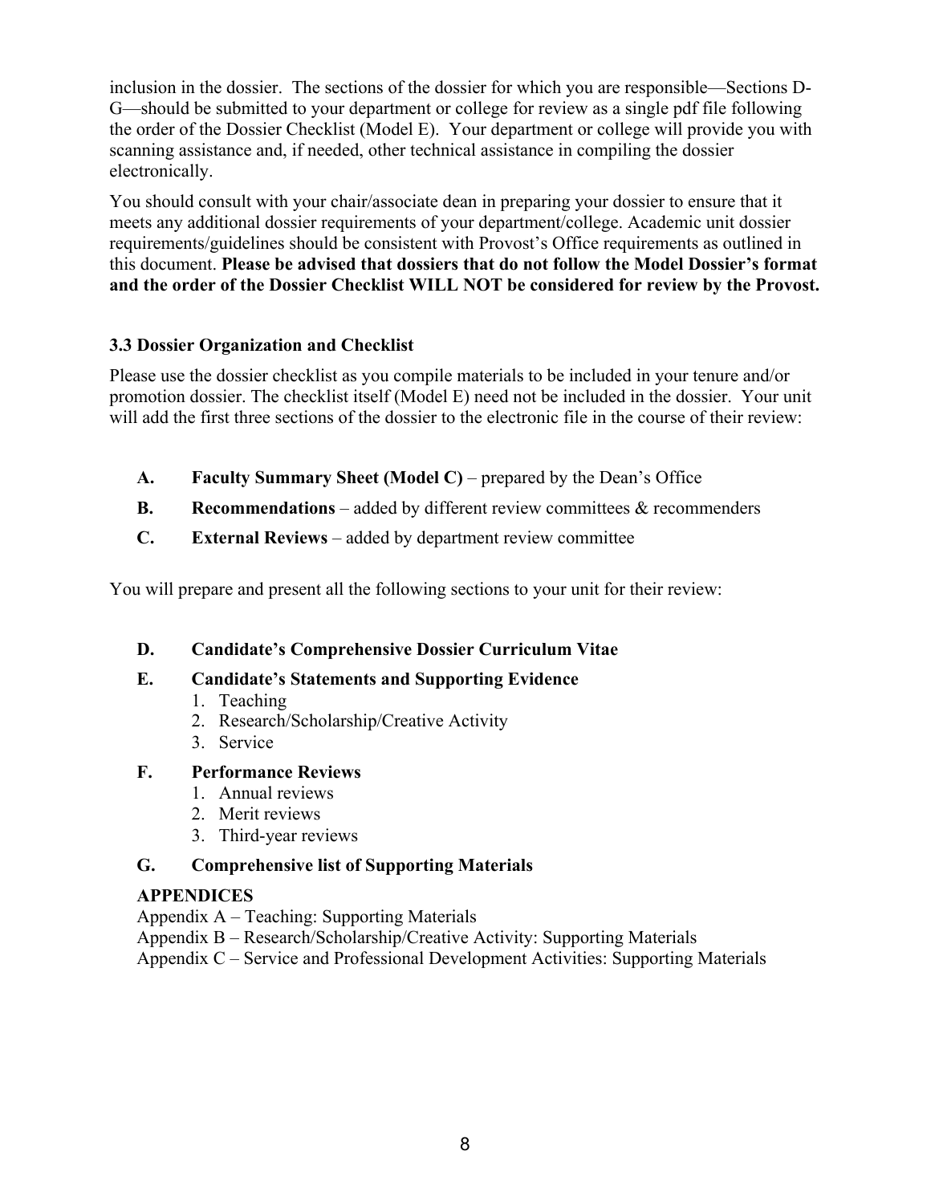inclusion in the dossier. The sections of the dossier for which you are responsible—Sections D-G—should be submitted to your department or college for review as a single pdf file following the order of the Dossier Checklist (Model E). Your department or college will provide you with scanning assistance and, if needed, other technical assistance in compiling the dossier electronically.

You should consult with your chair/associate dean in preparing your dossier to ensure that it meets any additional dossier requirements of your department/college. Academic unit dossier requirements/guidelines should be consistent with Provost's Office requirements as outlined in this document. **Please be advised that dossiers that do not follow the Model Dossier's format and the order of the Dossier Checklist WILL NOT be considered for review by the Provost.**

### 3.3 Dossier Organization and Checklist

Please use the dossier checklist as you compile materials to be included in your tenure and/or promotion dossier. The checklist itself (Model E) need not be included in the dossier. Your unit will add the first three sections of the dossier to the electronic file in the course of their review:

- **A. Faculty Summary Sheet (Model C)** – prepared by the Dean's Office
- **B. Recommendations** – added by different review committees & recommenders
- **C. External Reviews** – added by department review committee

You will prepare and present all the following sections to your unit for their review:

**D. Candidate's Comprehensive Dossier Curriculum Vitae**

**E. Candidate's Statements and Supporting Evidence**
1. Teaching
2. Research/Scholarship/Creative Activity
3. Service

**F. Performance Reviews**
1. Annual reviews
2. Merit reviews
3. Third-year reviews

**G. Comprehensive list of Supporting Materials**

**APPENDICES**

Appendix A – Teaching: Supporting Materials
Appendix B – Research/Scholarship/Creative Activity: Supporting Materials
Appendix C – Service and Professional Development Activities: Supporting Materials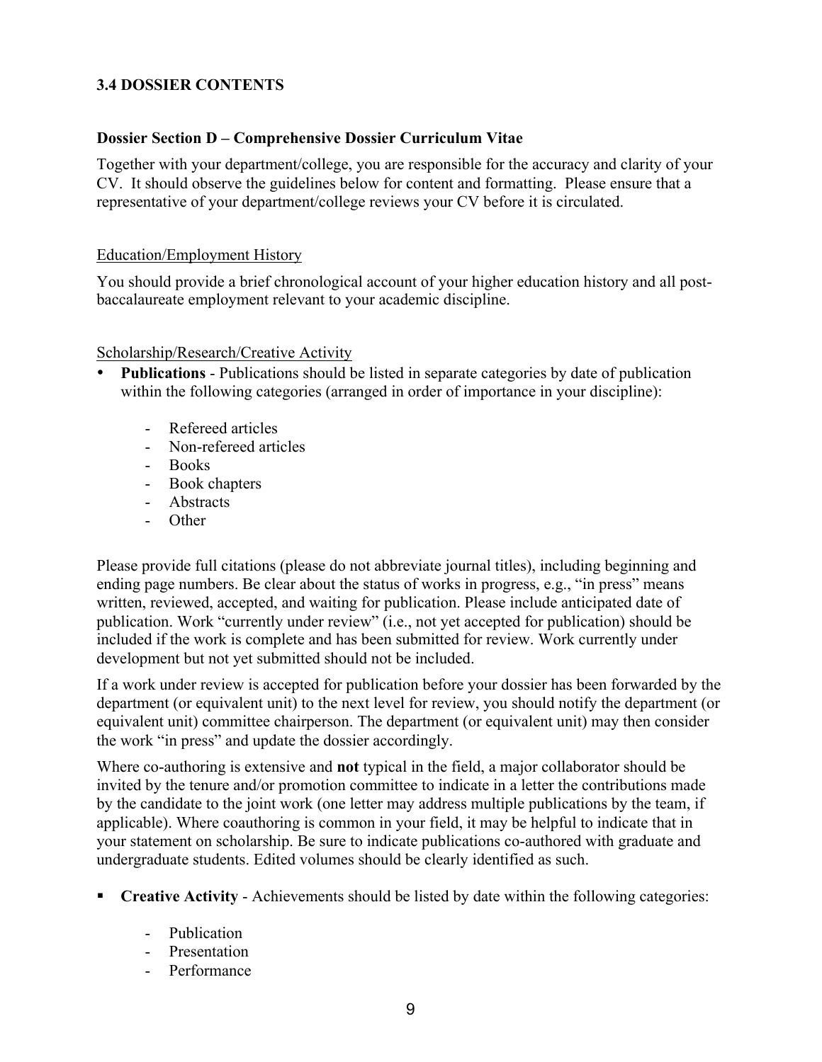### 3.4 DOSSIER CONTENTS

**Dossier Section D – Comprehensive Dossier Curriculum Vitae**

Together with your department/college, you are responsible for the accuracy and clarity of your CV. It should observe the guidelines below for content and formatting. Please ensure that a representative of your department/college reviews your CV before it is circulated.

Education/Employment History

You should provide a brief chronological account of your higher education history and all post-baccalaureate employment relevant to your academic discipline.

Scholarship/Research/Creative Activity

- **Publications** - Publications should be listed in separate categories by date of publication within the following categories (arranged in order of importance in your discipline):
  - Refereed articles
  - Non-refereed articles
  - Books
  - Book chapters
  - Abstracts
  - Other

Please provide full citations (please do not abbreviate journal titles), including beginning and ending page numbers. Be clear about the status of works in progress, e.g., "in press" means written, reviewed, accepted, and waiting for publication. Please include anticipated date of publication. Work "currently under review" (i.e., not yet accepted for publication) should be included if the work is complete and has been submitted for review. Work currently under development but not yet submitted should not be included.

If a work under review is accepted for publication before your dossier has been forwarded by the department (or equivalent unit) to the next level for review, you should notify the department (or equivalent unit) committee chairperson. The department (or equivalent unit) may then consider the work "in press" and update the dossier accordingly.

Where co-authoring is extensive and **not** typical in the field, a major collaborator should be invited by the tenure and/or promotion committee to indicate in a letter the contributions made by the candidate to the joint work (one letter may address multiple publications by the team, if applicable). Where coauthoring is common in your field, it may be helpful to indicate that in your statement on scholarship. Be sure to indicate publications co-authored with graduate and undergraduate students. Edited volumes should be clearly identified as such.

- **Creative Activity** - Achievements should be listed by date within the following categories:
  - Publication
  - Presentation
  - Performance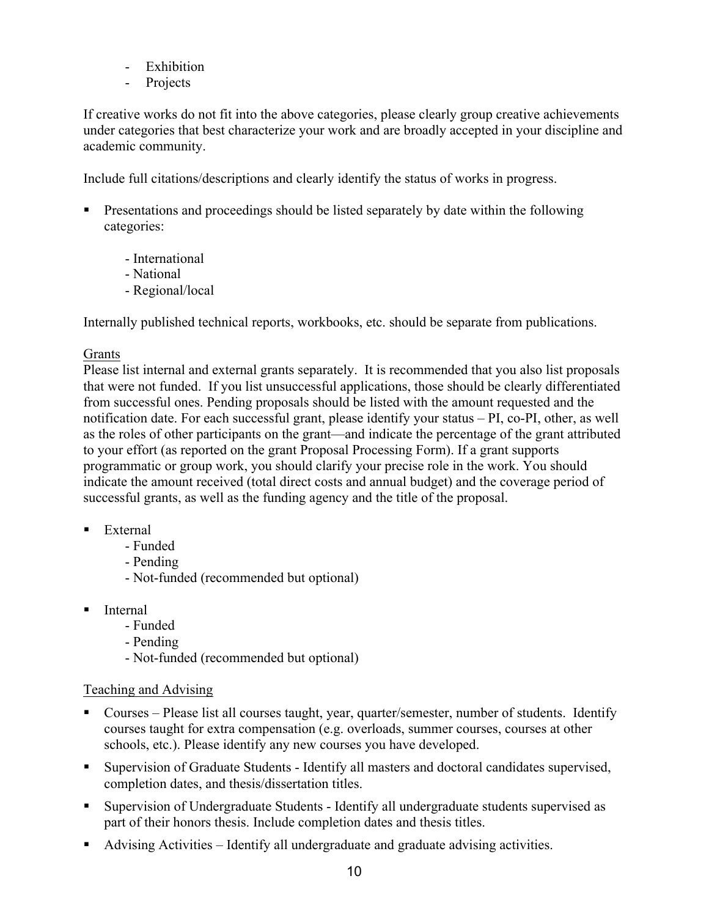- Exhibition
- Projects

If creative works do not fit into the above categories, please clearly group creative achievements under categories that best characterize your work and are broadly accepted in your discipline and academic community.

Include full citations/descriptions and clearly identify the status of works in progress.

- Presentations and proceedings should be listed separately by date within the following categories:

  - International
  - National
  - Regional/local

Internally published technical reports, workbooks, etc. should be separate from publications.

<u>Grants</u>

Please list internal and external grants separately. It is recommended that you also list proposals that were not funded. If you list unsuccessful applications, those should be clearly differentiated from successful ones. Pending proposals should be listed with the amount requested and the notification date. For each successful grant, please identify your status – PI, co-PI, other, as well as the roles of other participants on the grant—and indicate the percentage of the grant attributed to your effort (as reported on the grant Proposal Processing Form). If a grant supports programmatic or group work, you should clarify your precise role in the work. You should indicate the amount received (total direct costs and annual budget) and the coverage period of successful grants, as well as the funding agency and the title of the proposal.

- External
  - Funded
  - Pending
  - Not-funded (recommended but optional)

- Internal
  - Funded
  - Pending
  - Not-funded (recommended but optional)

<u>Teaching and Advising</u>

- Courses – Please list all courses taught, year, quarter/semester, number of students. Identify courses taught for extra compensation (e.g. overloads, summer courses, courses at other schools, etc.). Please identify any new courses you have developed.
- Supervision of Graduate Students - Identify all masters and doctoral candidates supervised, completion dates, and thesis/dissertation titles.
- Supervision of Undergraduate Students - Identify all undergraduate students supervised as part of their honors thesis. Include completion dates and thesis titles.
- Advising Activities – Identify all undergraduate and graduate advising activities.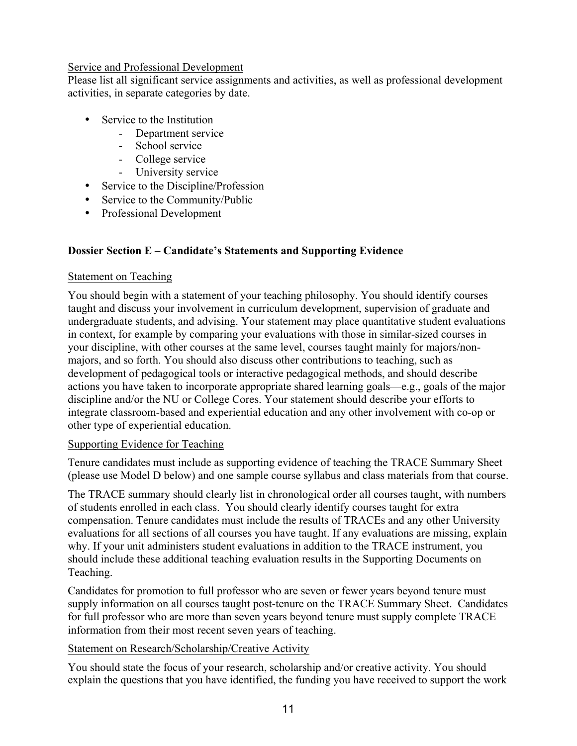Service and Professional Development

Please list all significant service assignments and activities, as well as professional development activities, in separate categories by date.

- Service to the Institution
  - Department service
  - School service
  - College service
  - University service
- Service to the Discipline/Profession
- Service to the Community/Public
- Professional Development

**Dossier Section E – Candidate's Statements and Supporting Evidence**

Statement on Teaching

You should begin with a statement of your teaching philosophy. You should identify courses taught and discuss your involvement in curriculum development, supervision of graduate and undergraduate students, and advising. Your statement may place quantitative student evaluations in context, for example by comparing your evaluations with those in similar-sized courses in your discipline, with other courses at the same level, courses taught mainly for majors/non-majors, and so forth. You should also discuss other contributions to teaching, such as development of pedagogical tools or interactive pedagogical methods, and should describe actions you have taken to incorporate appropriate shared learning goals—e.g., goals of the major discipline and/or the NU or College Cores. Your statement should describe your efforts to integrate classroom-based and experiential education and any other involvement with co-op or other type of experiential education.

Supporting Evidence for Teaching

Tenure candidates must include as supporting evidence of teaching the TRACE Summary Sheet (please use Model D below) and one sample course syllabus and class materials from that course.

The TRACE summary should clearly list in chronological order all courses taught, with numbers of students enrolled in each class. You should clearly identify courses taught for extra compensation. Tenure candidates must include the results of TRACEs and any other University evaluations for all sections of all courses you have taught. If any evaluations are missing, explain why. If your unit administers student evaluations in addition to the TRACE instrument, you should include these additional teaching evaluation results in the Supporting Documents on Teaching.

Candidates for promotion to full professor who are seven or fewer years beyond tenure must supply information on all courses taught post-tenure on the TRACE Summary Sheet. Candidates for full professor who are more than seven years beyond tenure must supply complete TRACE information from their most recent seven years of teaching.

Statement on Research/Scholarship/Creative Activity

You should state the focus of your research, scholarship and/or creative activity. You should explain the questions that you have identified, the funding you have received to support the work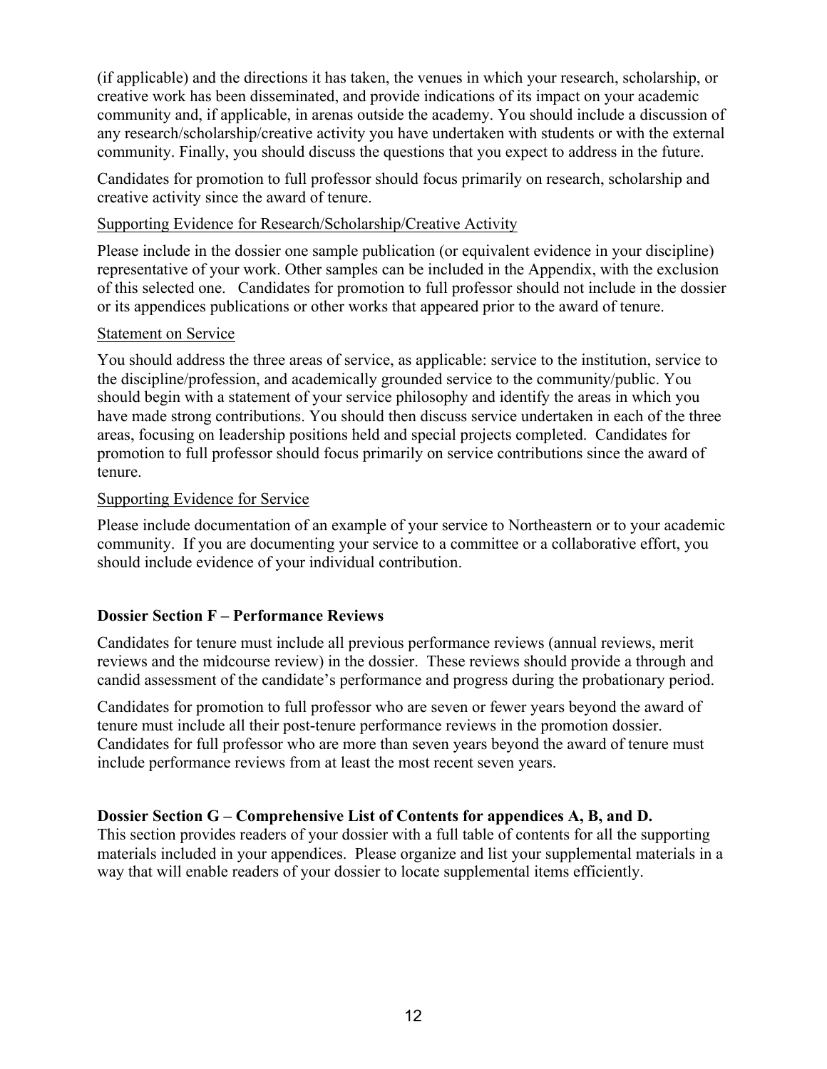(if applicable) and the directions it has taken, the venues in which your research, scholarship, or creative work has been disseminated, and provide indications of its impact on your academic community and, if applicable, in arenas outside the academy. You should include a discussion of any research/scholarship/creative activity you have undertaken with students or with the external community. Finally, you should discuss the questions that you expect to address in the future.

Candidates for promotion to full professor should focus primarily on research, scholarship and creative activity since the award of tenure.

<u>Supporting Evidence for Research/Scholarship/Creative Activity</u>

Please include in the dossier one sample publication (or equivalent evidence in your discipline) representative of your work. Other samples can be included in the Appendix, with the exclusion of this selected one. Candidates for promotion to full professor should not include in the dossier or its appendices publications or other works that appeared prior to the award of tenure.

<u>Statement on Service</u>

You should address the three areas of service, as applicable: service to the institution, service to the discipline/profession, and academically grounded service to the community/public. You should begin with a statement of your service philosophy and identify the areas in which you have made strong contributions. You should then discuss service undertaken in each of the three areas, focusing on leadership positions held and special projects completed. Candidates for promotion to full professor should focus primarily on service contributions since the award of tenure.

<u>Supporting Evidence for Service</u>

Please include documentation of an example of your service to Northeastern or to your academic community. If you are documenting your service to a committee or a collaborative effort, you should include evidence of your individual contribution.

**Dossier Section F – Performance Reviews**

Candidates for tenure must include all previous performance reviews (annual reviews, merit reviews and the midcourse review) in the dossier. These reviews should provide a through and candid assessment of the candidate's performance and progress during the probationary period.

Candidates for promotion to full professor who are seven or fewer years beyond the award of tenure must include all their post-tenure performance reviews in the promotion dossier. Candidates for full professor who are more than seven years beyond the award of tenure must include performance reviews from at least the most recent seven years.

**Dossier Section G – Comprehensive List of Contents for appendices A, B, and D.**

This section provides readers of your dossier with a full table of contents for all the supporting materials included in your appendices. Please organize and list your supplemental materials in a way that will enable readers of your dossier to locate supplemental items efficiently.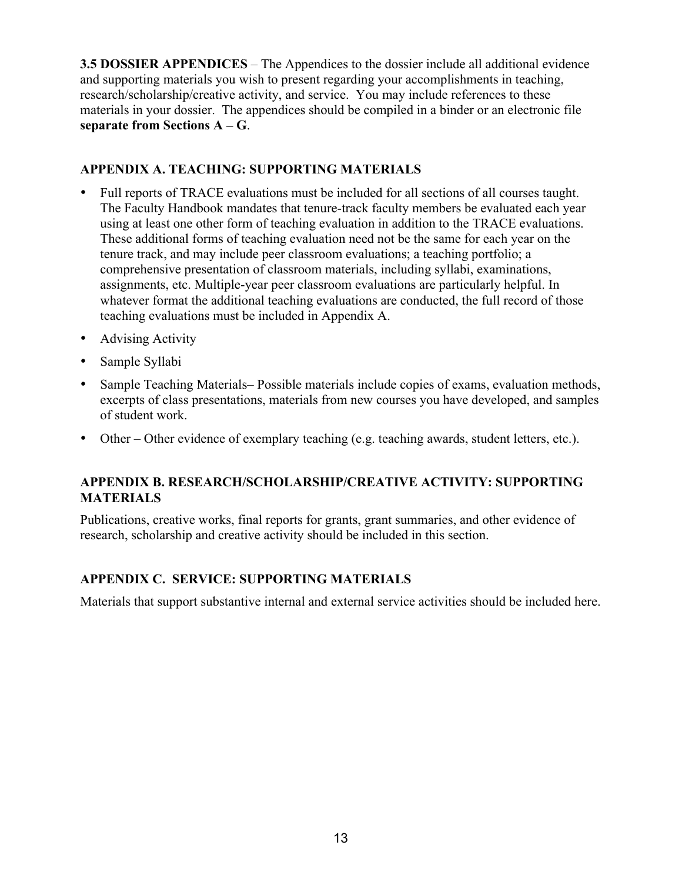**3.5 DOSSIER APPENDICES** – The Appendices to the dossier include all additional evidence and supporting materials you wish to present regarding your accomplishments in teaching, research/scholarship/creative activity, and service. You may include references to these materials in your dossier. The appendices should be compiled in a binder or an electronic file **separate from Sections A – G**.

### APPENDIX A. TEACHING: SUPPORTING MATERIALS

- Full reports of TRACE evaluations must be included for all sections of all courses taught. The Faculty Handbook mandates that tenure-track faculty members be evaluated each year using at least one other form of teaching evaluation in addition to the TRACE evaluations. These additional forms of teaching evaluation need not be the same for each year on the tenure track, and may include peer classroom evaluations; a teaching portfolio; a comprehensive presentation of classroom materials, including syllabi, examinations, assignments, etc. Multiple-year peer classroom evaluations are particularly helpful. In whatever format the additional teaching evaluations are conducted, the full record of those teaching evaluations must be included in Appendix A.
- Advising Activity
- Sample Syllabi
- Sample Teaching Materials– Possible materials include copies of exams, evaluation methods, excerpts of class presentations, materials from new courses you have developed, and samples of student work.
- Other – Other evidence of exemplary teaching (e.g. teaching awards, student letters, etc.).

### APPENDIX B. RESEARCH/SCHOLARSHIP/CREATIVE ACTIVITY: SUPPORTING MATERIALS

Publications, creative works, final reports for grants, grant summaries, and other evidence of research, scholarship and creative activity should be included in this section.

### APPENDIX C. SERVICE: SUPPORTING MATERIALS

Materials that support substantive internal and external service activities should be included here.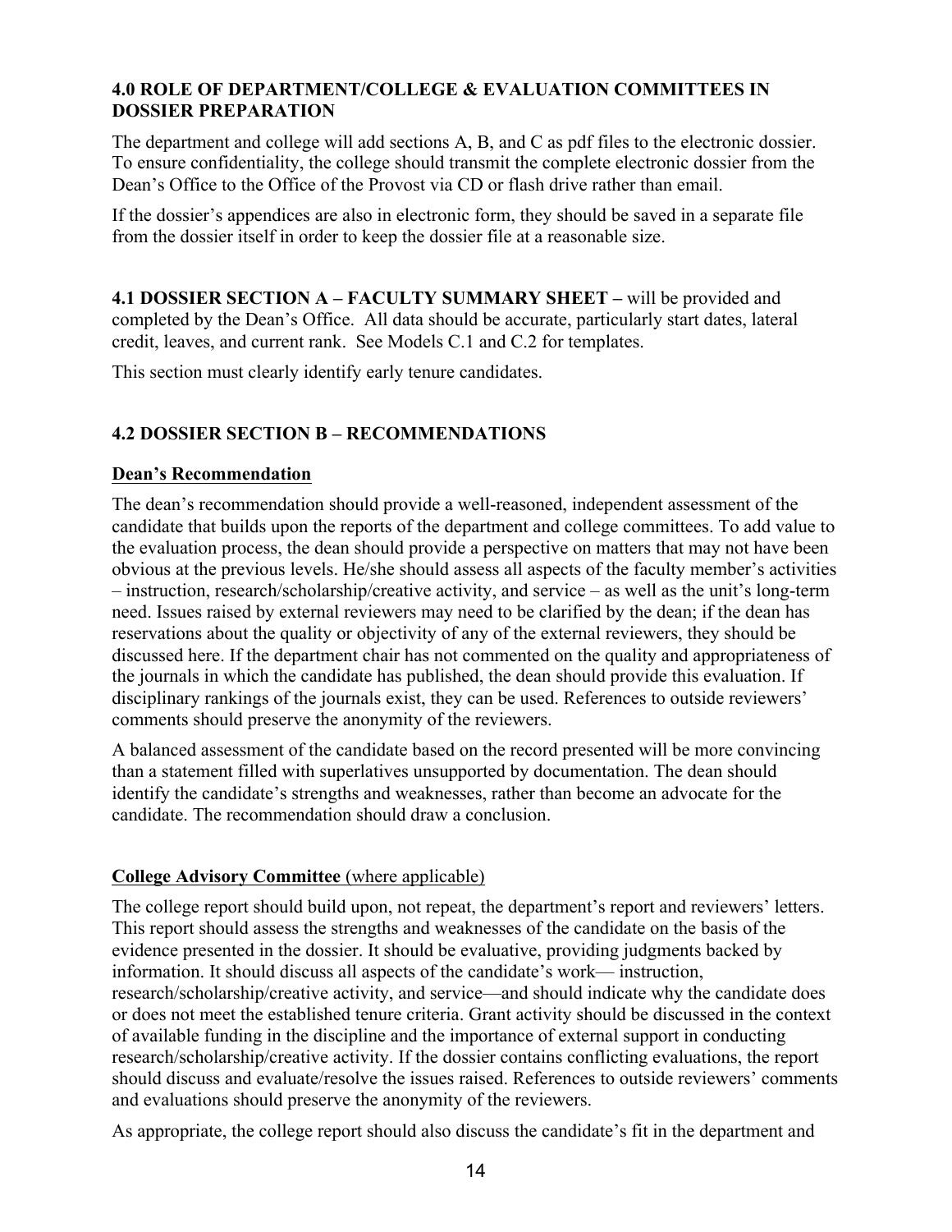### 4.0 ROLE OF DEPARTMENT/COLLEGE & EVALUATION COMMITTEES IN DOSSIER PREPARATION

The department and college will add sections A, B, and C as pdf files to the electronic dossier. To ensure confidentiality, the college should transmit the complete electronic dossier from the Dean's Office to the Office of the Provost via CD or flash drive rather than email.

If the dossier's appendices are also in electronic form, they should be saved in a separate file from the dossier itself in order to keep the dossier file at a reasonable size.

**4.1 DOSSIER SECTION A – FACULTY SUMMARY SHEET –** will be provided and completed by the Dean's Office. All data should be accurate, particularly start dates, lateral credit, leaves, and current rank. See Models C.1 and C.2 for templates.

This section must clearly identify early tenure candidates.

### 4.2 DOSSIER SECTION B – RECOMMENDATIONS

<u>**Dean's Recommendation**</u>

The dean's recommendation should provide a well-reasoned, independent assessment of the candidate that builds upon the reports of the department and college committees. To add value to the evaluation process, the dean should provide a perspective on matters that may not have been obvious at the previous levels. He/she should assess all aspects of the faculty member's activities – instruction, research/scholarship/creative activity, and service – as well as the unit's long-term need. Issues raised by external reviewers may need to be clarified by the dean; if the dean has reservations about the quality or objectivity of any of the external reviewers, they should be discussed here. If the department chair has not commented on the quality and appropriateness of the journals in which the candidate has published, the dean should provide this evaluation. If disciplinary rankings of the journals exist, they can be used. References to outside reviewers' comments should preserve the anonymity of the reviewers.

A balanced assessment of the candidate based on the record presented will be more convincing than a statement filled with superlatives unsupported by documentation. The dean should identify the candidate's strengths and weaknesses, rather than become an advocate for the candidate. The recommendation should draw a conclusion.

<u>**College Advisory Committee** (where applicable)</u>

The college report should build upon, not repeat, the department's report and reviewers' letters. This report should assess the strengths and weaknesses of the candidate on the basis of the evidence presented in the dossier. It should be evaluative, providing judgments backed by information. It should discuss all aspects of the candidate's work— instruction, research/scholarship/creative activity, and service—and should indicate why the candidate does or does not meet the established tenure criteria. Grant activity should be discussed in the context of available funding in the discipline and the importance of external support in conducting research/scholarship/creative activity. If the dossier contains conflicting evaluations, the report should discuss and evaluate/resolve the issues raised. References to outside reviewers' comments and evaluations should preserve the anonymity of the reviewers.

As appropriate, the college report should also discuss the candidate's fit in the department and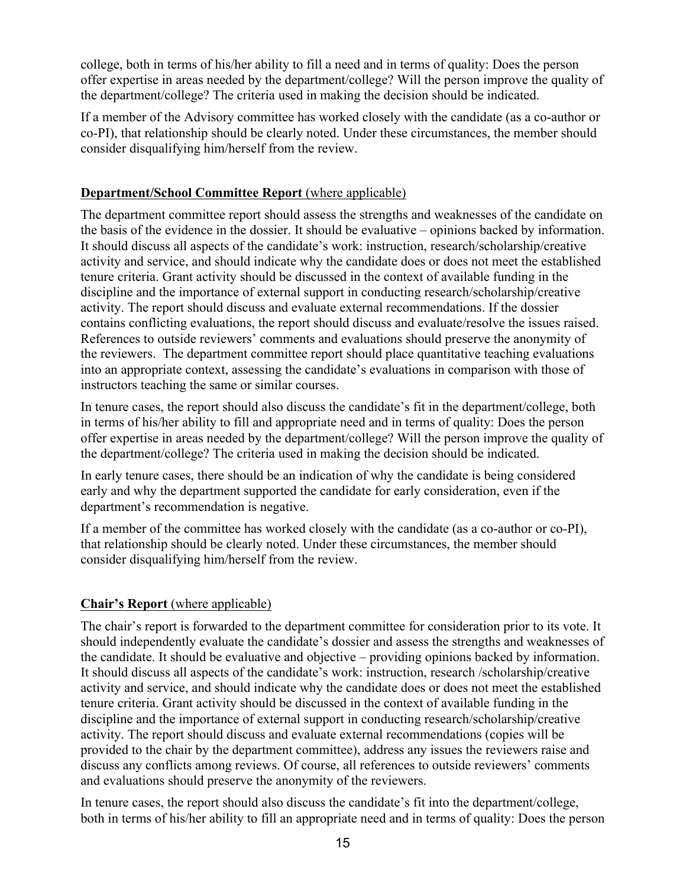college, both in terms of his/her ability to fill a need and in terms of quality: Does the person offer expertise in areas needed by the department/college? Will the person improve the quality of the department/college? The criteria used in making the decision should be indicated.

If a member of the Advisory committee has worked closely with the candidate (as a co-author or co-PI), that relationship should be clearly noted. Under these circumstances, the member should consider disqualifying him/herself from the review.

**Department/School Committee Report** (where applicable)

The department committee report should assess the strengths and weaknesses of the candidate on the basis of the evidence in the dossier. It should be evaluative – opinions backed by information. It should discuss all aspects of the candidate's work: instruction, research/scholarship/creative activity and service, and should indicate why the candidate does or does not meet the established tenure criteria. Grant activity should be discussed in the context of available funding in the discipline and the importance of external support in conducting research/scholarship/creative activity. The report should discuss and evaluate external recommendations. If the dossier contains conflicting evaluations, the report should discuss and evaluate/resolve the issues raised. References to outside reviewers' comments and evaluations should preserve the anonymity of the reviewers. The department committee report should place quantitative teaching evaluations into an appropriate context, assessing the candidate's evaluations in comparison with those of instructors teaching the same or similar courses.

In tenure cases, the report should also discuss the candidate's fit in the department/college, both in terms of his/her ability to fill and appropriate need and in terms of quality: Does the person offer expertise in areas needed by the department/college? Will the person improve the quality of the department/college? The criteria used in making the decision should be indicated.

In early tenure cases, there should be an indication of why the candidate is being considered early and why the department supported the candidate for early consideration, even if the department's recommendation is negative.

If a member of the committee has worked closely with the candidate (as a co-author or co-PI), that relationship should be clearly noted. Under these circumstances, the member should consider disqualifying him/herself from the review.

**Chair's Report** (where applicable)

The chair's report is forwarded to the department committee for consideration prior to its vote. It should independently evaluate the candidate's dossier and assess the strengths and weaknesses of the candidate. It should be evaluative and objective – providing opinions backed by information. It should discuss all aspects of the candidate's work: instruction, research /scholarship/creative activity and service, and should indicate why the candidate does or does not meet the established tenure criteria. Grant activity should be discussed in the context of available funding in the discipline and the importance of external support in conducting research/scholarship/creative activity. The report should discuss and evaluate external recommendations (copies will be provided to the chair by the department committee), address any issues the reviewers raise and discuss any conflicts among reviews. Of course, all references to outside reviewers' comments and evaluations should preserve the anonymity of the reviewers.

In tenure cases, the report should also discuss the candidate's fit into the department/college, both in terms of his/her ability to fill an appropriate need and in terms of quality: Does the person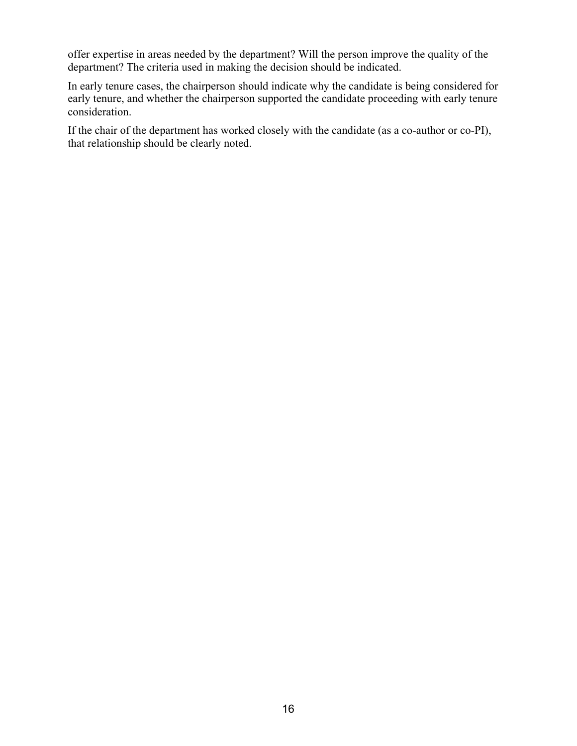offer expertise in areas needed by the department? Will the person improve the quality of the department? The criteria used in making the decision should be indicated.

In early tenure cases, the chairperson should indicate why the candidate is being considered for early tenure, and whether the chairperson supported the candidate proceeding with early tenure consideration.

If the chair of the department has worked closely with the candidate (as a co-author or co-PI), that relationship should be clearly noted.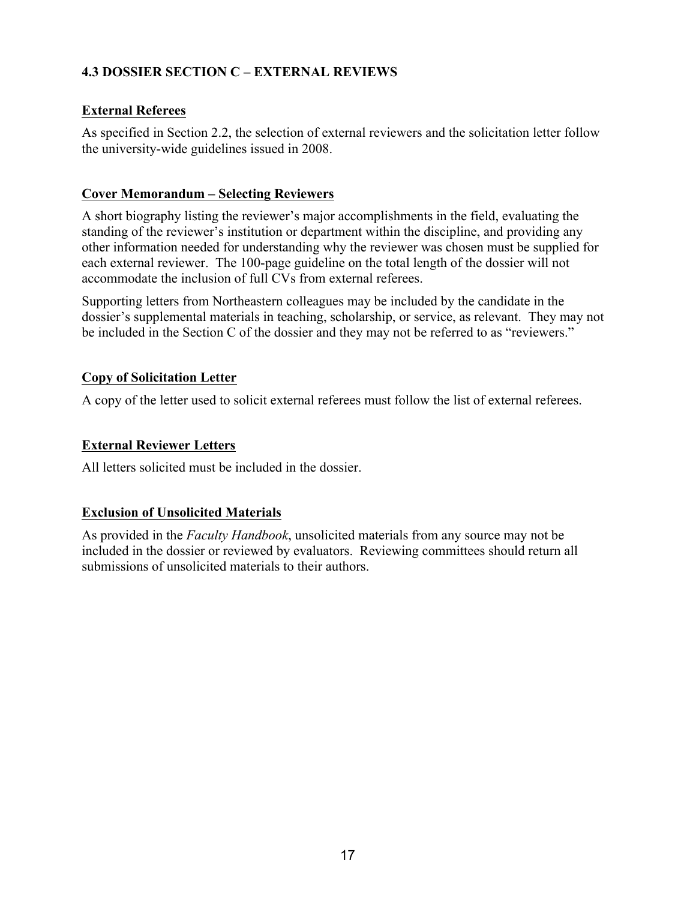### 4.3 DOSSIER SECTION C – EXTERNAL REVIEWS

**External Referees**

As specified in Section 2.2, the selection of external reviewers and the solicitation letter follow the university-wide guidelines issued in 2008.

**Cover Memorandum – Selecting Reviewers**

A short biography listing the reviewer's major accomplishments in the field, evaluating the standing of the reviewer's institution or department within the discipline, and providing any other information needed for understanding why the reviewer was chosen must be supplied for each external reviewer. The 100-page guideline on the total length of the dossier will not accommodate the inclusion of full CVs from external referees.

Supporting letters from Northeastern colleagues may be included by the candidate in the dossier's supplemental materials in teaching, scholarship, or service, as relevant. They may not be included in the Section C of the dossier and they may not be referred to as "reviewers."

**Copy of Solicitation Letter**

A copy of the letter used to solicit external referees must follow the list of external referees.

**External Reviewer Letters**

All letters solicited must be included in the dossier.

**Exclusion of Unsolicited Materials**

As provided in the *Faculty Handbook*, unsolicited materials from any source may not be included in the dossier or reviewed by evaluators. Reviewing committees should return all submissions of unsolicited materials to their authors.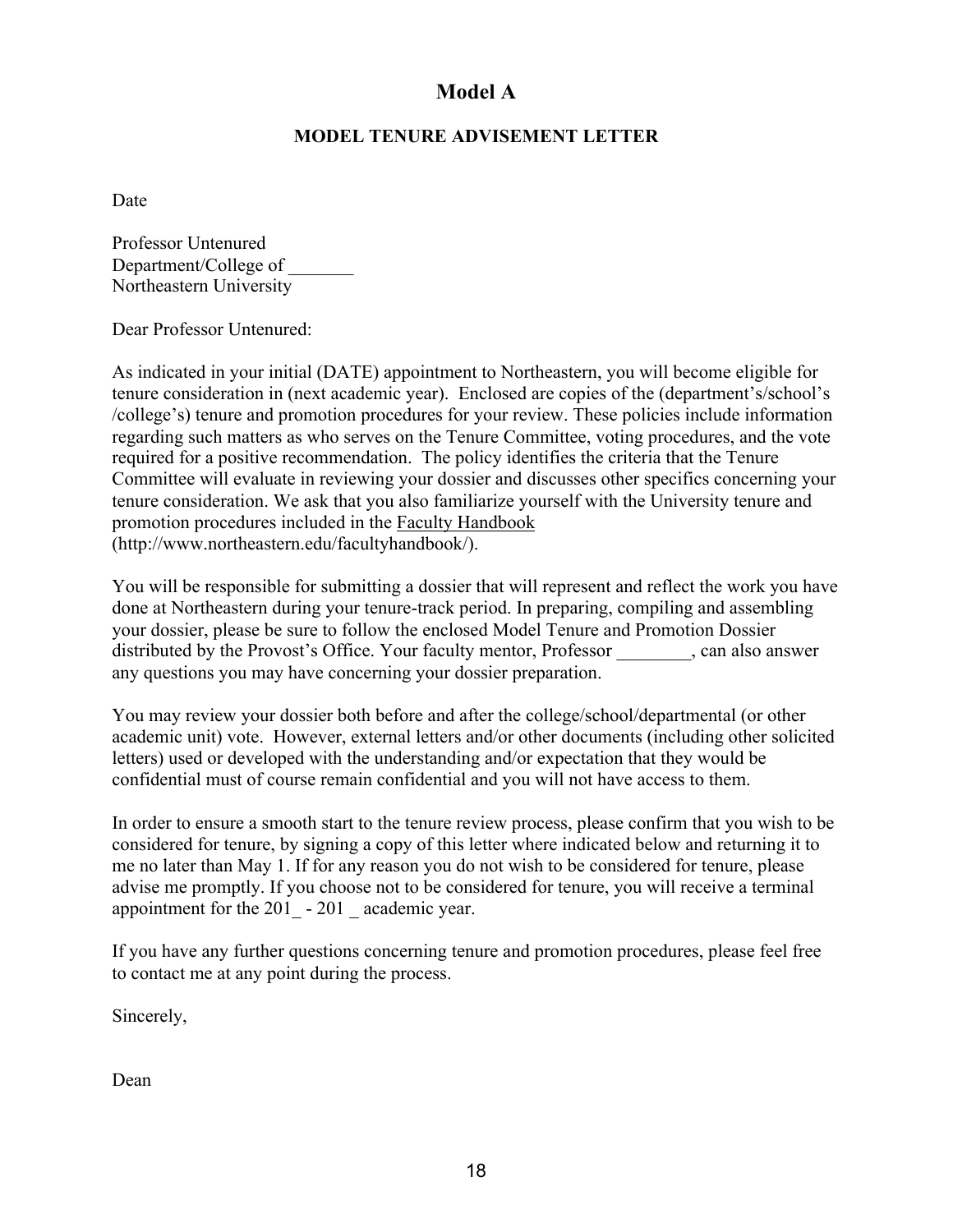# Model A

## MODEL TENURE ADVISEMENT LETTER

Date

Professor Untenured
Department/College of _______
Northeastern University

Dear Professor Untenured:

As indicated in your initial (DATE) appointment to Northeastern, you will become eligible for tenure consideration in (next academic year). Enclosed are copies of the (department's/school's /college's) tenure and promotion procedures for your review. These policies include information regarding such matters as who serves on the Tenure Committee, voting procedures, and the vote required for a positive recommendation. The policy identifies the criteria that the Tenure Committee will evaluate in reviewing your dossier and discusses other specifics concerning your tenure consideration. We ask that you also familiarize yourself with the University tenure and promotion procedures included in the Faculty Handbook (http://www.northeastern.edu/facultyhandbook/).

You will be responsible for submitting a dossier that will represent and reflect the work you have done at Northeastern during your tenure-track period. In preparing, compiling and assembling your dossier, please be sure to follow the enclosed Model Tenure and Promotion Dossier distributed by the Provost's Office. Your faculty mentor, Professor ________, can also answer any questions you may have concerning your dossier preparation.

You may review your dossier both before and after the college/school/departmental (or other academic unit) vote. However, external letters and/or other documents (including other solicited letters) used or developed with the understanding and/or expectation that they would be confidential must of course remain confidential and you will not have access to them.

In order to ensure a smooth start to the tenure review process, please confirm that you wish to be considered for tenure, by signing a copy of this letter where indicated below and returning it to me no later than May 1. If for any reason you do not wish to be considered for tenure, please advise me promptly. If you choose not to be considered for tenure, you will receive a terminal appointment for the 201_ - 201 _ academic year.

If you have any further questions concerning tenure and promotion procedures, please feel free to contact me at any point during the process.

Sincerely,

Dean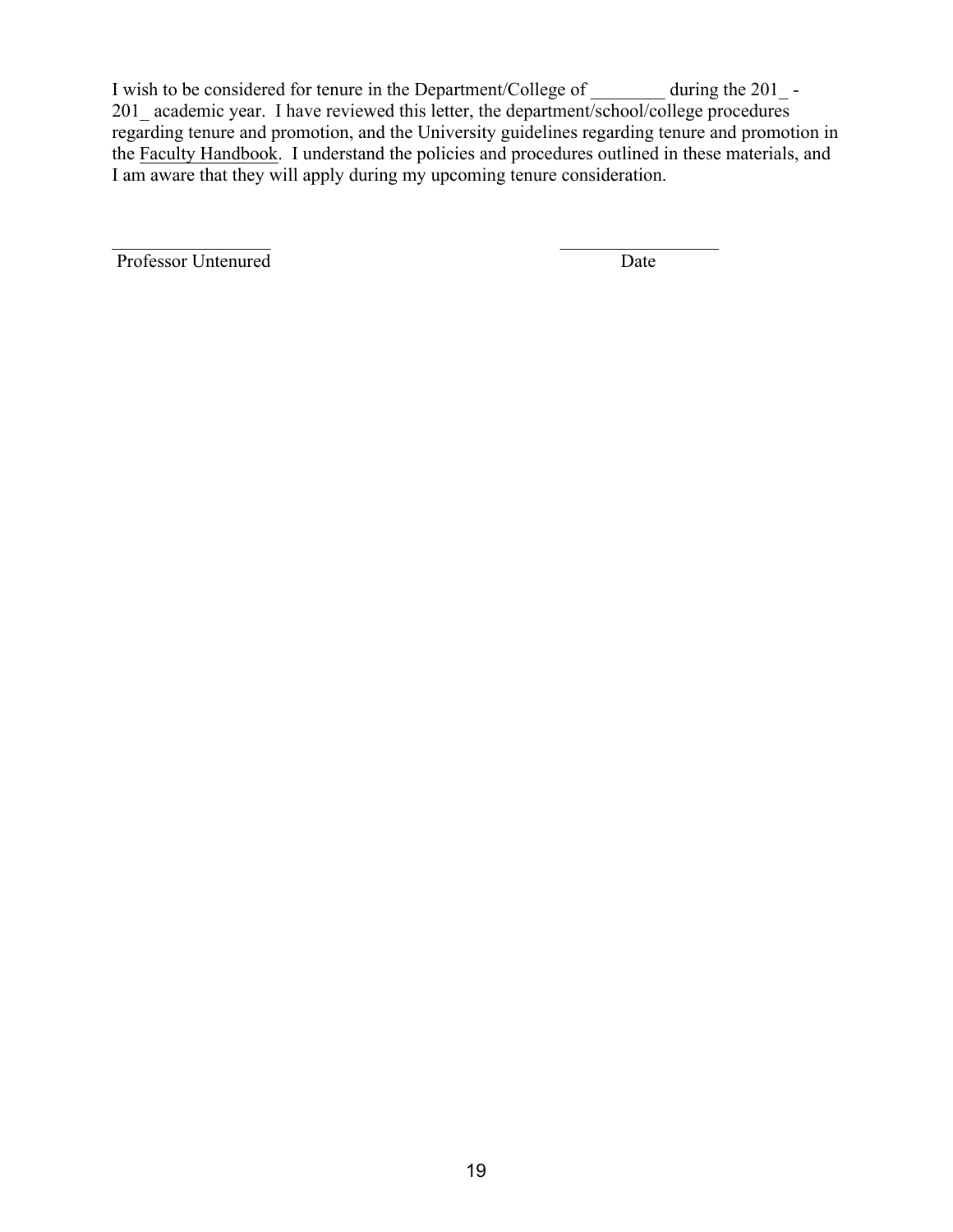I wish to be considered for tenure in the Department/College of ________ during the 201_ - 201_ academic year. I have reviewed this letter, the department/school/college procedures regarding tenure and promotion, and the University guidelines regarding tenure and promotion in the Faculty Handbook. I understand the policies and procedures outlined in these materials, and I am aware that they will apply during my upcoming tenure consideration.

_________________ &nbsp;&nbsp;&nbsp;&nbsp;&nbsp;&nbsp;&nbsp;&nbsp;&nbsp;&nbsp;&nbsp;&nbsp;&nbsp;&nbsp;&nbsp;&nbsp;&nbsp;&nbsp;&nbsp;&nbsp;&nbsp;&nbsp;&nbsp;&nbsp;&nbsp;&nbsp;&nbsp;&nbsp;&nbsp;&nbsp; _________________

Professor Untenured &nbsp;&nbsp;&nbsp;&nbsp;&nbsp;&nbsp;&nbsp;&nbsp;&nbsp;&nbsp;&nbsp;&nbsp;&nbsp;&nbsp;&nbsp;&nbsp;&nbsp;&nbsp;&nbsp;&nbsp;&nbsp;&nbsp;&nbsp;&nbsp;&nbsp;&nbsp;&nbsp;&nbsp;&nbsp;&nbsp; Date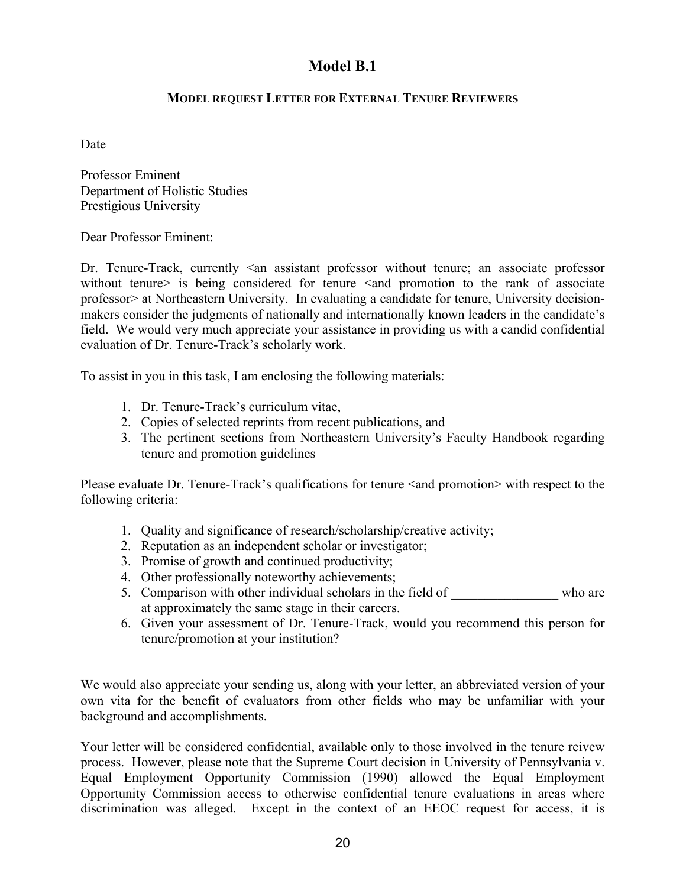# Model B.1

### MODEL REQUEST LETTER FOR EXTERNAL TENURE REVIEWERS

Date

Professor Eminent
Department of Holistic Studies
Prestigious University

Dear Professor Eminent:

Dr. Tenure-Track, currently <an assistant professor without tenure; an associate professor without tenure> is being considered for tenure <and promotion to the rank of associate professor> at Northeastern University. In evaluating a candidate for tenure, University decision-makers consider the judgments of nationally and internationally known leaders in the candidate's field. We would very much appreciate your assistance in providing us with a candid confidential evaluation of Dr. Tenure-Track's scholarly work.

To assist in you in this task, I am enclosing the following materials:

1. Dr. Tenure-Track's curriculum vitae,
2. Copies of selected reprints from recent publications, and
3. The pertinent sections from Northeastern University's Faculty Handbook regarding tenure and promotion guidelines

Please evaluate Dr. Tenure-Track's qualifications for tenure <and promotion> with respect to the following criteria:

1. Quality and significance of research/scholarship/creative activity;
2. Reputation as an independent scholar or investigator;
3. Promise of growth and continued productivity;
4. Other professionally noteworthy achievements;
5. Comparison with other individual scholars in the field of ________________ who are at approximately the same stage in their careers.
6. Given your assessment of Dr. Tenure-Track, would you recommend this person for tenure/promotion at your institution?

We would also appreciate your sending us, along with your letter, an abbreviated version of your own vita for the benefit of evaluators from other fields who may be unfamiliar with your background and accomplishments.

Your letter will be considered confidential, available only to those involved in the tenure reivew process. However, please note that the Supreme Court decision in University of Pennsylvania v. Equal Employment Opportunity Commission (1990) allowed the Equal Employment Opportunity Commission access to otherwise confidential tenure evaluations in areas where discrimination was alleged. Except in the context of an EEOC request for access, it is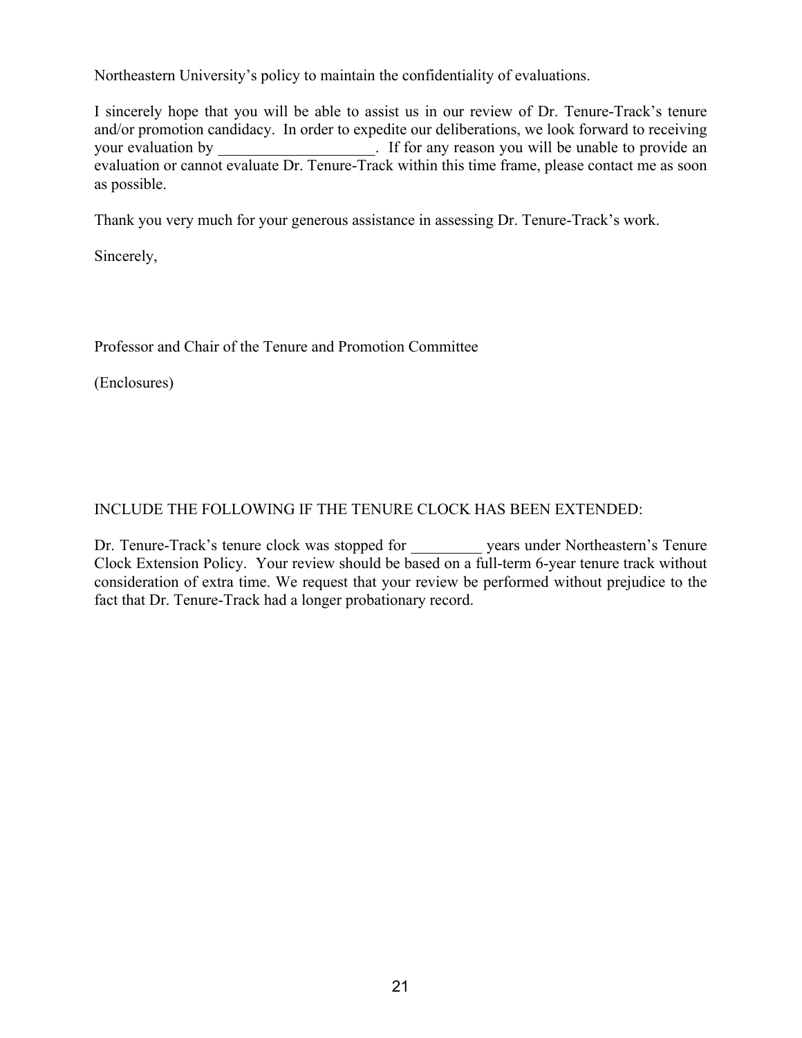Northeastern University's policy to maintain the confidentiality of evaluations.

I sincerely hope that you will be able to assist us in our review of Dr. Tenure-Track's tenure and/or promotion candidacy. In order to expedite our deliberations, we look forward to receiving your evaluation by ____________________. If for any reason you will be unable to provide an evaluation or cannot evaluate Dr. Tenure-Track within this time frame, please contact me as soon as possible.

Thank you very much for your generous assistance in assessing Dr. Tenure-Track's work.

Sincerely,

Professor and Chair of the Tenure and Promotion Committee

(Enclosures)

INCLUDE THE FOLLOWING IF THE TENURE CLOCK HAS BEEN EXTENDED:

Dr. Tenure-Track's tenure clock was stopped for _________ years under Northeastern's Tenure Clock Extension Policy. Your review should be based on a full-term 6-year tenure track without consideration of extra time. We request that your review be performed without prejudice to the fact that Dr. Tenure-Track had a longer probationary record.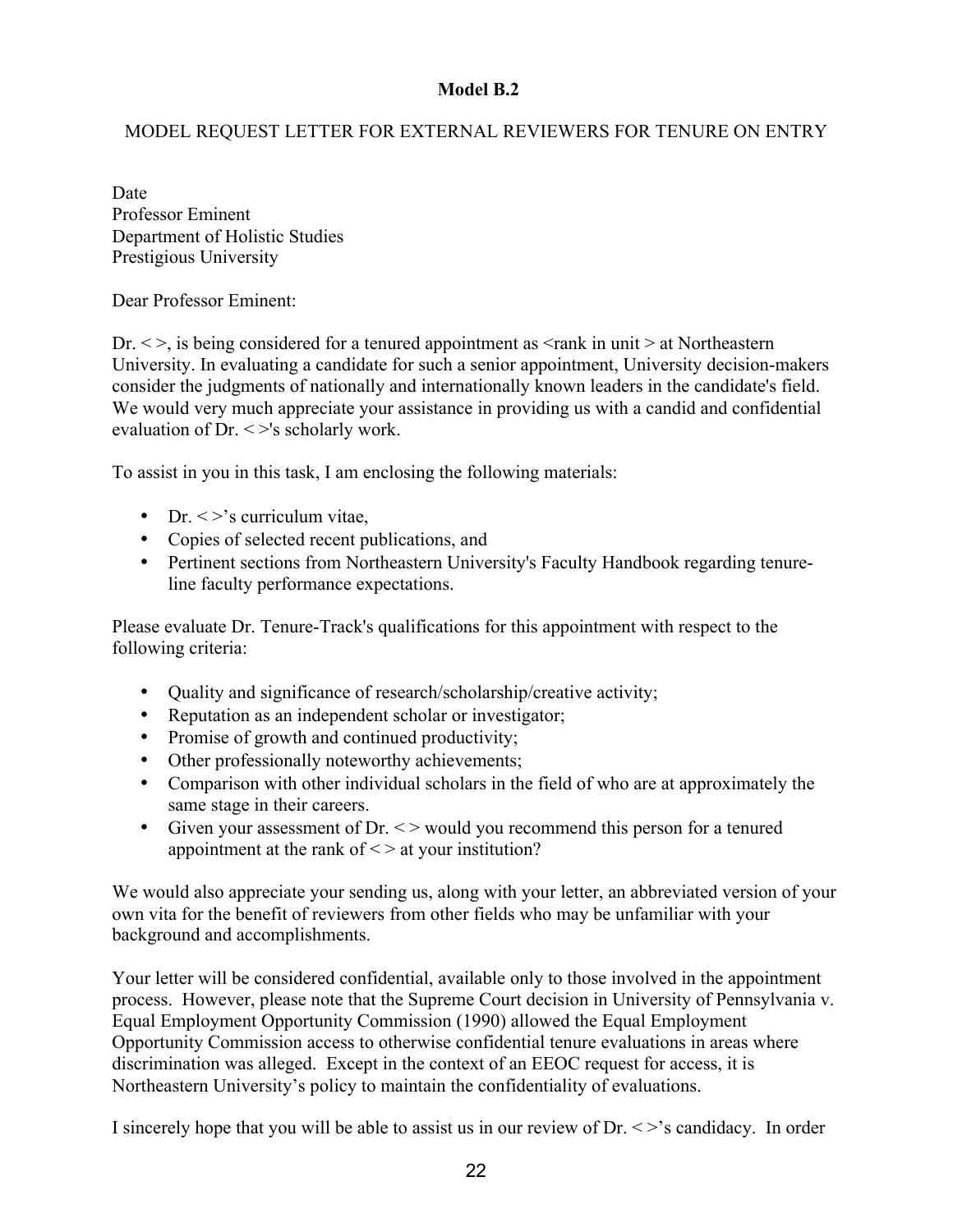**Model B.2**

MODEL REQUEST LETTER FOR EXTERNAL REVIEWERS FOR TENURE ON ENTRY

Date
Professor Eminent
Department of Holistic Studies
Prestigious University

Dear Professor Eminent:

Dr. < >, is being considered for a tenured appointment as <rank in unit > at Northeastern University. In evaluating a candidate for such a senior appointment, University decision-makers consider the judgments of nationally and internationally known leaders in the candidate's field. We would very much appreciate your assistance in providing us with a candid and confidential evaluation of Dr. < >'s scholarly work.

To assist in you in this task, I am enclosing the following materials:

- Dr. < >'s curriculum vitae,
- Copies of selected recent publications, and
- Pertinent sections from Northeastern University's Faculty Handbook regarding tenure-line faculty performance expectations.

Please evaluate Dr. Tenure-Track's qualifications for this appointment with respect to the following criteria:

- Quality and significance of research/scholarship/creative activity;
- Reputation as an independent scholar or investigator;
- Promise of growth and continued productivity;
- Other professionally noteworthy achievements;
- Comparison with other individual scholars in the field of who are at approximately the same stage in their careers.
- Given your assessment of Dr. < > would you recommend this person for a tenured appointment at the rank of < > at your institution?

We would also appreciate your sending us, along with your letter, an abbreviated version of your own vita for the benefit of reviewers from other fields who may be unfamiliar with your background and accomplishments.

Your letter will be considered confidential, available only to those involved in the appointment process. However, please note that the Supreme Court decision in University of Pennsylvania v. Equal Employment Opportunity Commission (1990) allowed the Equal Employment Opportunity Commission access to otherwise confidential tenure evaluations in areas where discrimination was alleged. Except in the context of an EEOC request for access, it is Northeastern University's policy to maintain the confidentiality of evaluations.

I sincerely hope that you will be able to assist us in our review of Dr. < >'s candidacy. In order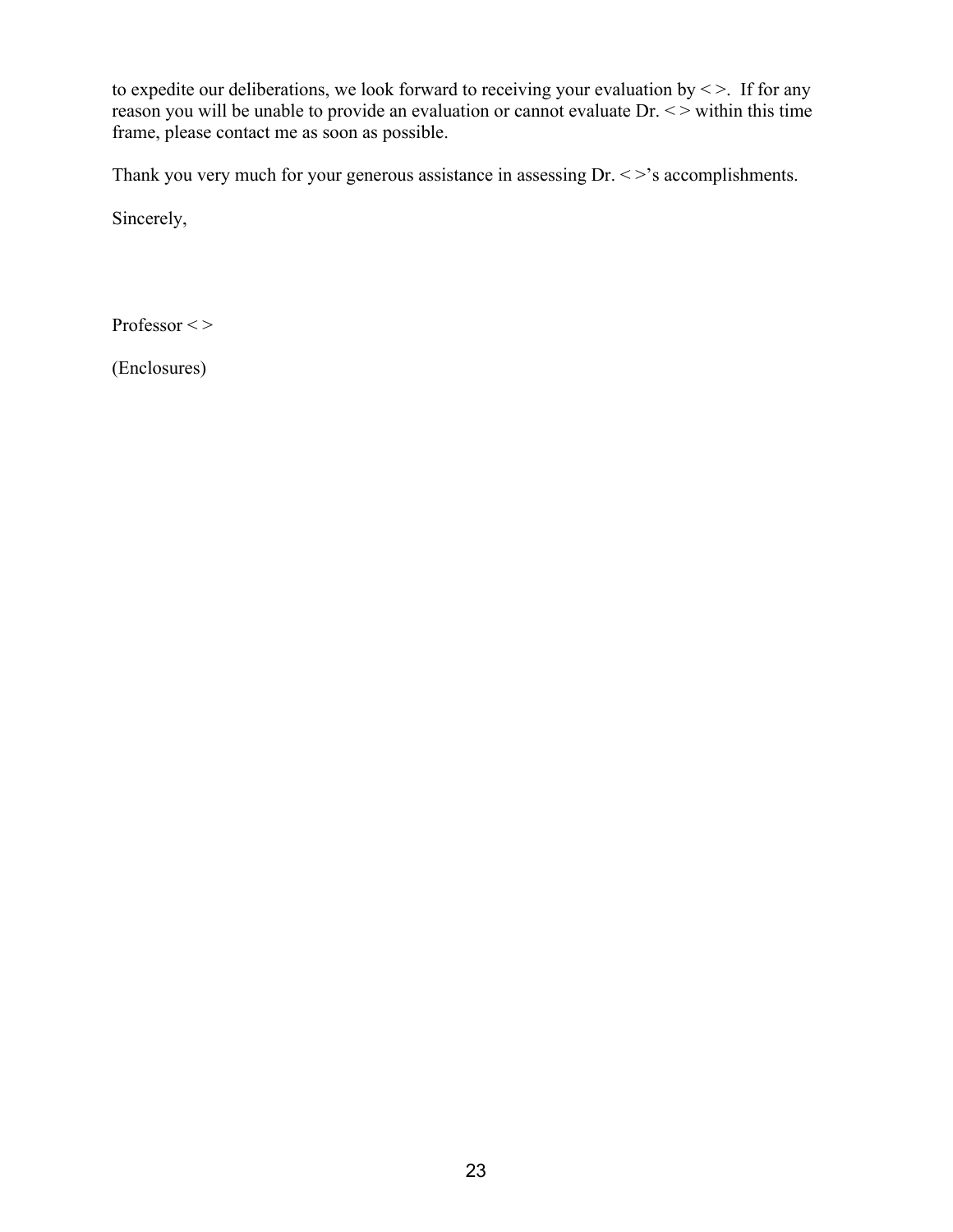to expedite our deliberations, we look forward to receiving your evaluation by < >. If for any reason you will be unable to provide an evaluation or cannot evaluate Dr. < > within this time frame, please contact me as soon as possible.

Thank you very much for your generous assistance in assessing Dr. < >'s accomplishments.

Sincerely,

Professor < >

(Enclosures)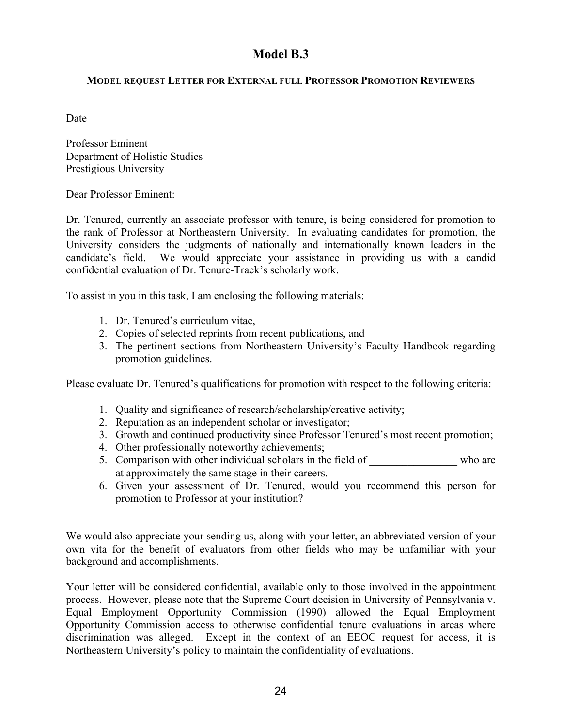# Model B.3

### MODEL REQUEST LETTER FOR EXTERNAL FULL PROFESSOR PROMOTION REVIEWERS

Date

Professor Eminent  
Department of Holistic Studies  
Prestigious University

Dear Professor Eminent:

Dr. Tenured, currently an associate professor with tenure, is being considered for promotion to the rank of Professor at Northeastern University. In evaluating candidates for promotion, the University considers the judgments of nationally and internationally known leaders in the candidate's field. We would appreciate your assistance in providing us with a candid confidential evaluation of Dr. Tenure-Track's scholarly work.

To assist in you in this task, I am enclosing the following materials:

1. Dr. Tenured's curriculum vitae,
2. Copies of selected reprints from recent publications, and
3. The pertinent sections from Northeastern University's Faculty Handbook regarding promotion guidelines.

Please evaluate Dr. Tenured's qualifications for promotion with respect to the following criteria:

1. Quality and significance of research/scholarship/creative activity;
2. Reputation as an independent scholar or investigator;
3. Growth and continued productivity since Professor Tenured's most recent promotion;
4. Other professionally noteworthy achievements;
5. Comparison with other individual scholars in the field of ________________ who are at approximately the same stage in their careers.
6. Given your assessment of Dr. Tenured, would you recommend this person for promotion to Professor at your institution?

We would also appreciate your sending us, along with your letter, an abbreviated version of your own vita for the benefit of evaluators from other fields who may be unfamiliar with your background and accomplishments.

Your letter will be considered confidential, available only to those involved in the appointment process. However, please note that the Supreme Court decision in University of Pennsylvania v. Equal Employment Opportunity Commission (1990) allowed the Equal Employment Opportunity Commission access to otherwise confidential tenure evaluations in areas where discrimination was alleged. Except in the context of an EEOC request for access, it is Northeastern University's policy to maintain the confidentiality of evaluations.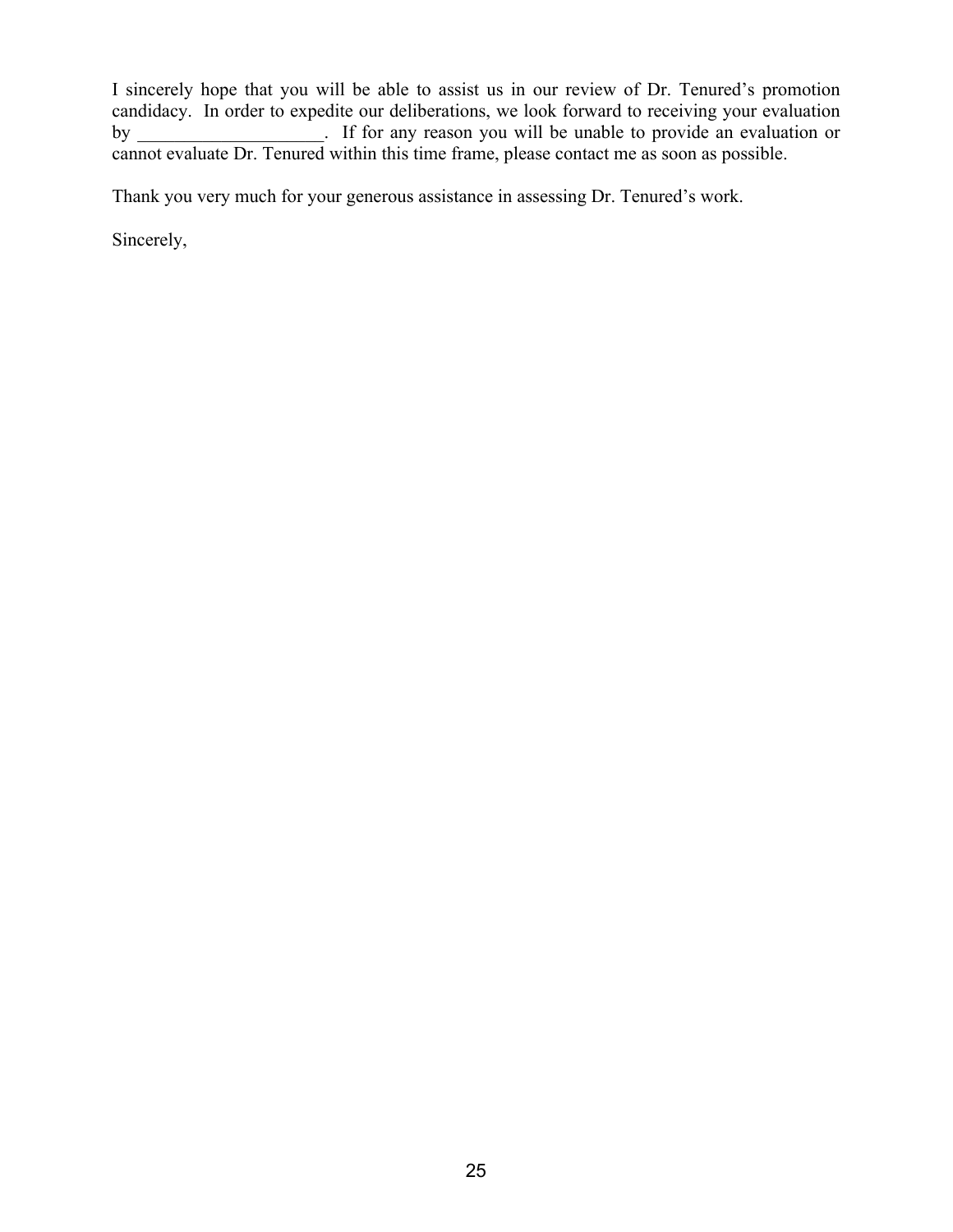I sincerely hope that you will be able to assist us in our review of Dr. Tenured's promotion candidacy. In order to expedite our deliberations, we look forward to receiving your evaluation by ____________________. If for any reason you will be unable to provide an evaluation or cannot evaluate Dr. Tenured within this time frame, please contact me as soon as possible.

Thank you very much for your generous assistance in assessing Dr. Tenured's work.

Sincerely,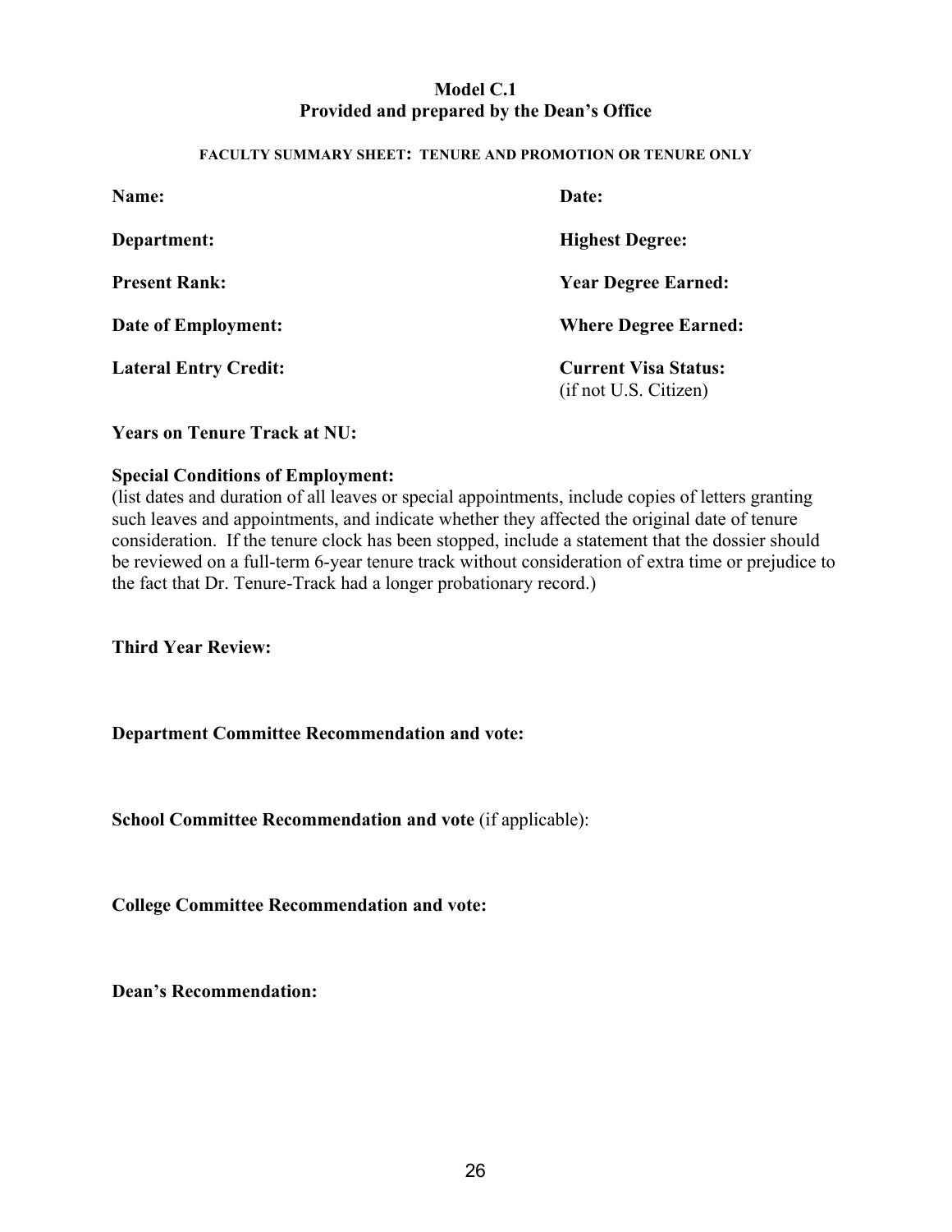**Model C.1**
**Provided and prepared by the Dean's Office**

**FACULTY SUMMARY SHEET: TENURE AND PROMOTION OR TENURE ONLY**

**Name:**

**Date:**

**Department:**

**Highest Degree:**

**Present Rank:**

**Year Degree Earned:**

**Date of Employment:**

**Where Degree Earned:**

**Lateral Entry Credit:**

**Current Visa Status:**
(if not U.S. Citizen)

**Years on Tenure Track at NU:**

**Special Conditions of Employment:**
(list dates and duration of all leaves or special appointments, include copies of letters granting such leaves and appointments, and indicate whether they affected the original date of tenure consideration. If the tenure clock has been stopped, include a statement that the dossier should be reviewed on a full-term 6-year tenure track without consideration of extra time or prejudice to the fact that Dr. Tenure-Track had a longer probationary record.)

**Third Year Review:**

**Department Committee Recommendation and vote:**

**School Committee Recommendation and vote** (if applicable):

**College Committee Recommendation and vote:**

**Dean's Recommendation:**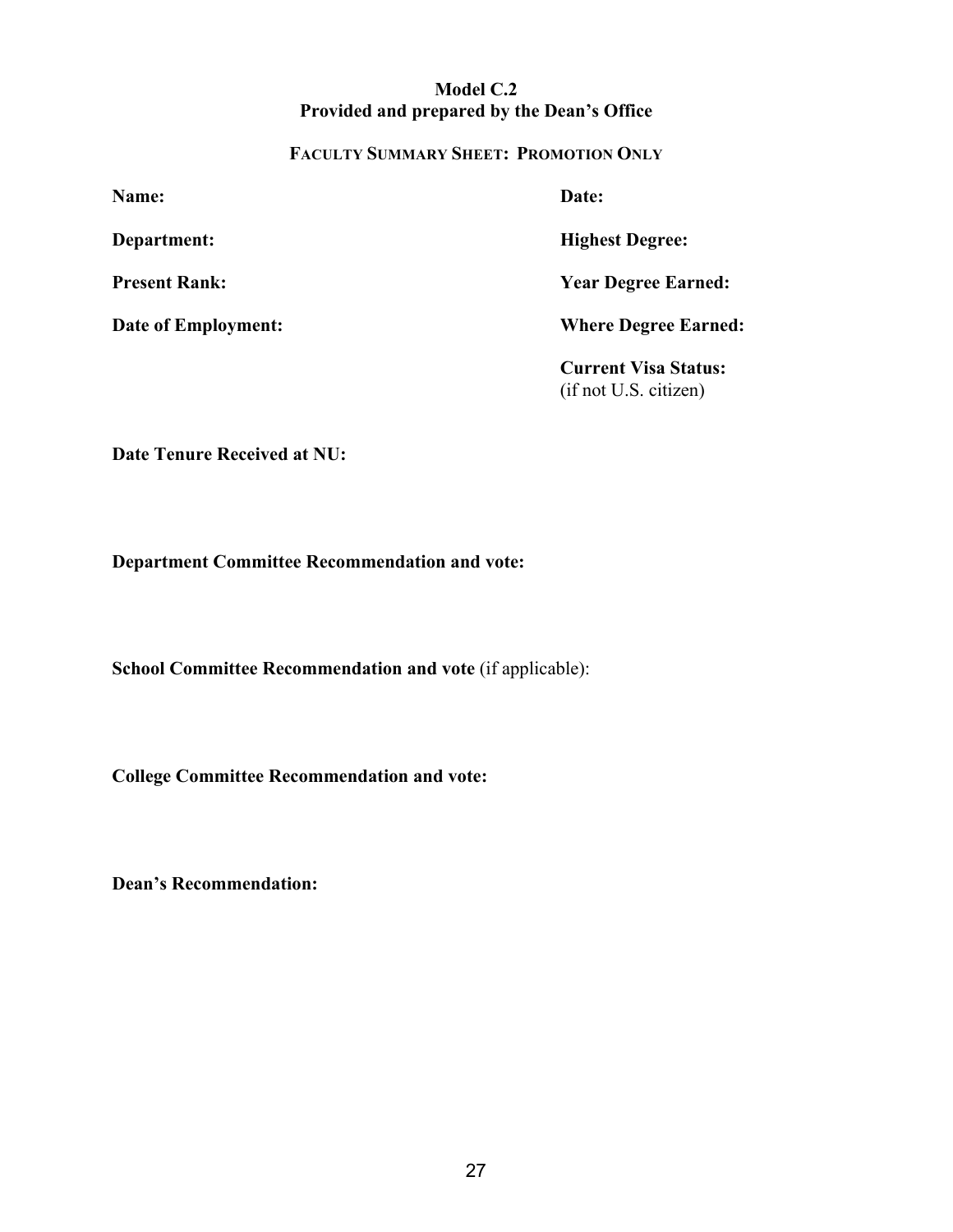**Model C.2**
**Provided and prepared by the Dean's Office**

**FACULTY SUMMARY SHEET: PROMOTION ONLY**

**Name:**

**Date:**

**Department:**

**Highest Degree:**

**Present Rank:**

**Year Degree Earned:**

**Date of Employment:**

**Where Degree Earned:**

**Current Visa Status:**
(if not U.S. citizen)

**Date Tenure Received at NU:**

**Department Committee Recommendation and vote:**

**School Committee Recommendation and vote** (if applicable):

**College Committee Recommendation and vote:**

**Dean's Recommendation:**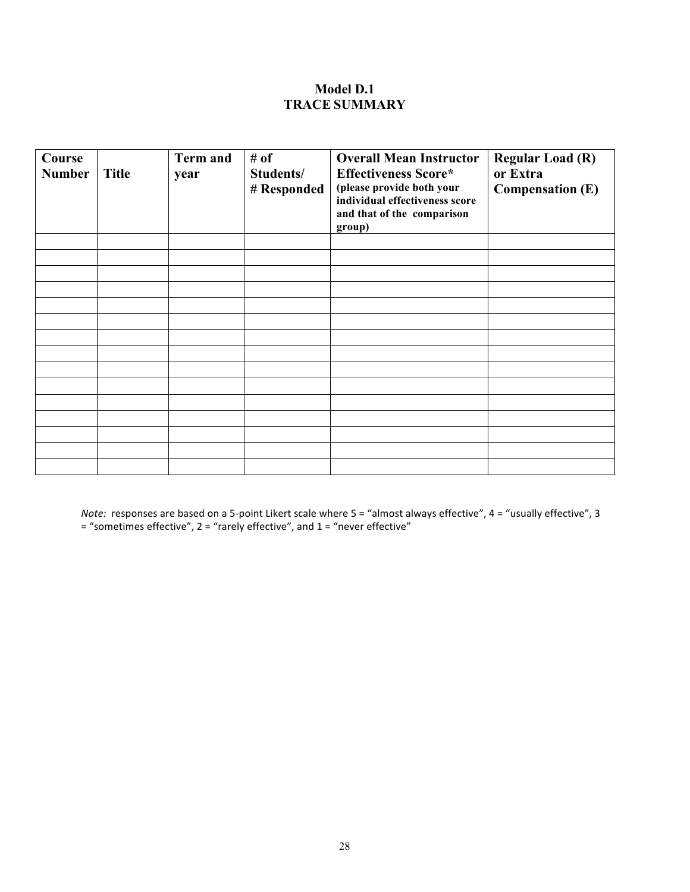# Model D.1
# TRACE SUMMARY

| Course Number | Title | Term and year | # of Students/ # Responded | Overall Mean Instructor Effectiveness Score* (please provide both your individual effectiveness score and that of the comparison group) | Regular Load (R) or Extra Compensation (E) |
|---|---|---|---|---|---|
| | | | | | |
| | | | | | |
| | | | | | |
| | | | | | |
| | | | | | |
| | | | | | |
| | | | | | |
| | | | | | |
| | | | | | |
| | | | | | |
| | | | | | |
| | | | | | |
| | | | | | |
| | | | | | |
| | | | | | |

*Note:* responses are based on a 5-point Likert scale where 5 = "almost always effective", 4 = "usually effective", 3 = "sometimes effective", 2 = "rarely effective", and 1 = "never effective"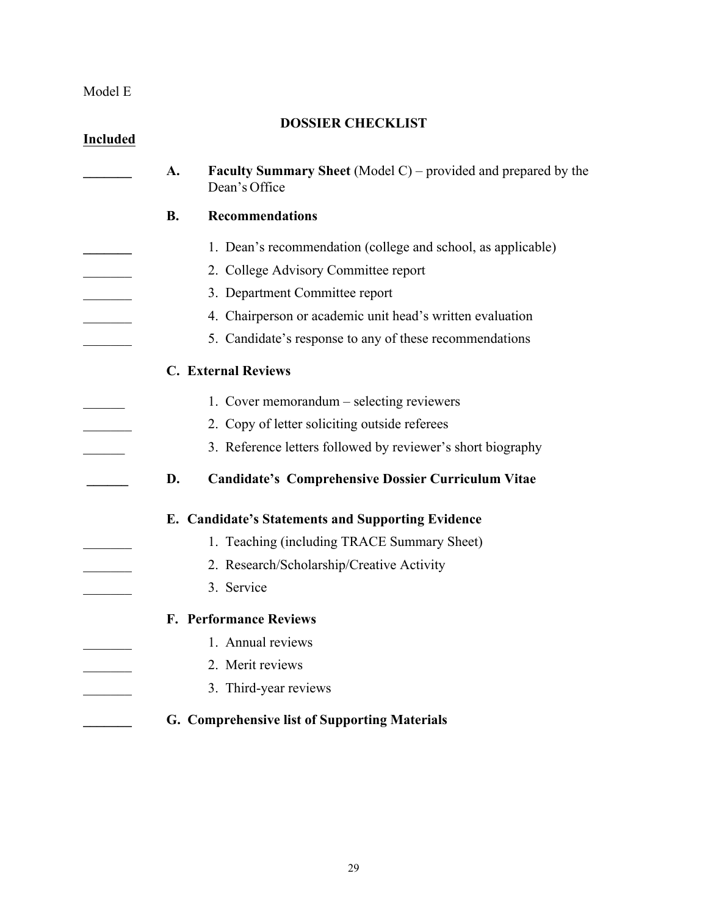Model E

## DOSSIER CHECKLIST

**Included**

_______ **A. Faculty Summary Sheet** (Model C) – provided and prepared by the Dean's Office

**B. Recommendations**

_______ 1. Dean's recommendation (college and school, as applicable)

_______ 2. College Advisory Committee report

_______ 3. Department Committee report

_______ 4. Chairperson or academic unit head's written evaluation

_______ 5. Candidate's response to any of these recommendations

**C. External Reviews**

______ 1. Cover memorandum – selecting reviewers

_______ 2. Copy of letter soliciting outside referees

______ 3. Reference letters followed by reviewer's short biography

______ **D. Candidate's Comprehensive Dossier Curriculum Vitae**

**E. Candidate's Statements and Supporting Evidence**

_______ 1. Teaching (including TRACE Summary Sheet)

_______ 2. Research/Scholarship/Creative Activity

_______ 3. Service

**F. Performance Reviews**

_______ 1. Annual reviews

_______ 2. Merit reviews

_______ 3. Third-year reviews

_______ **G. Comprehensive list of Supporting Materials**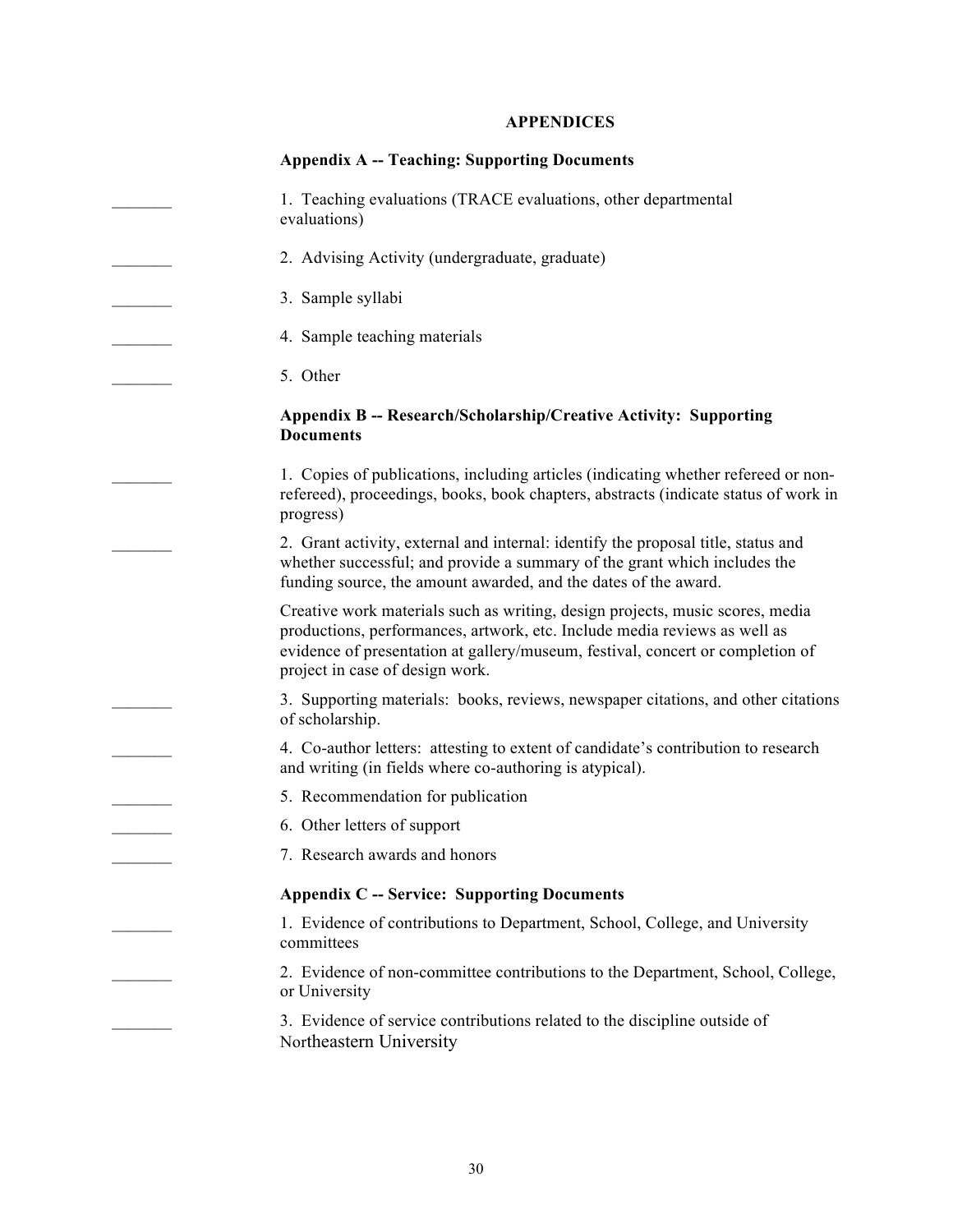## APPENDICES

### Appendix A -- Teaching: Supporting Documents

_______ 1. Teaching evaluations (TRACE evaluations, other departmental evaluations)

_______ 2. Advising Activity (undergraduate, graduate)

_______ 3. Sample syllabi

_______ 4. Sample teaching materials

_______ 5. Other

### Appendix B -- Research/Scholarship/Creative Activity: Supporting Documents

_______ 1. Copies of publications, including articles (indicating whether refereed or non-refereed), proceedings, books, book chapters, abstracts (indicate status of work in progress)

_______ 2. Grant activity, external and internal: identify the proposal title, status and whether successful; and provide a summary of the grant which includes the funding source, the amount awarded, and the dates of the award.

Creative work materials such as writing, design projects, music scores, media productions, performances, artwork, etc. Include media reviews as well as evidence of presentation at gallery/museum, festival, concert or completion of project in case of design work.

_______ 3. Supporting materials: books, reviews, newspaper citations, and other citations of scholarship.

_______ 4. Co-author letters: attesting to extent of candidate's contribution to research and writing (in fields where co-authoring is atypical).

_______ 5. Recommendation for publication

_______ 6. Other letters of support

_______ 7. Research awards and honors

### Appendix C -- Service: Supporting Documents

_______ 1. Evidence of contributions to Department, School, College, and University committees

_______ 2. Evidence of non-committee contributions to the Department, School, College, or University

_______ 3. Evidence of service contributions related to the discipline outside of Northeastern University